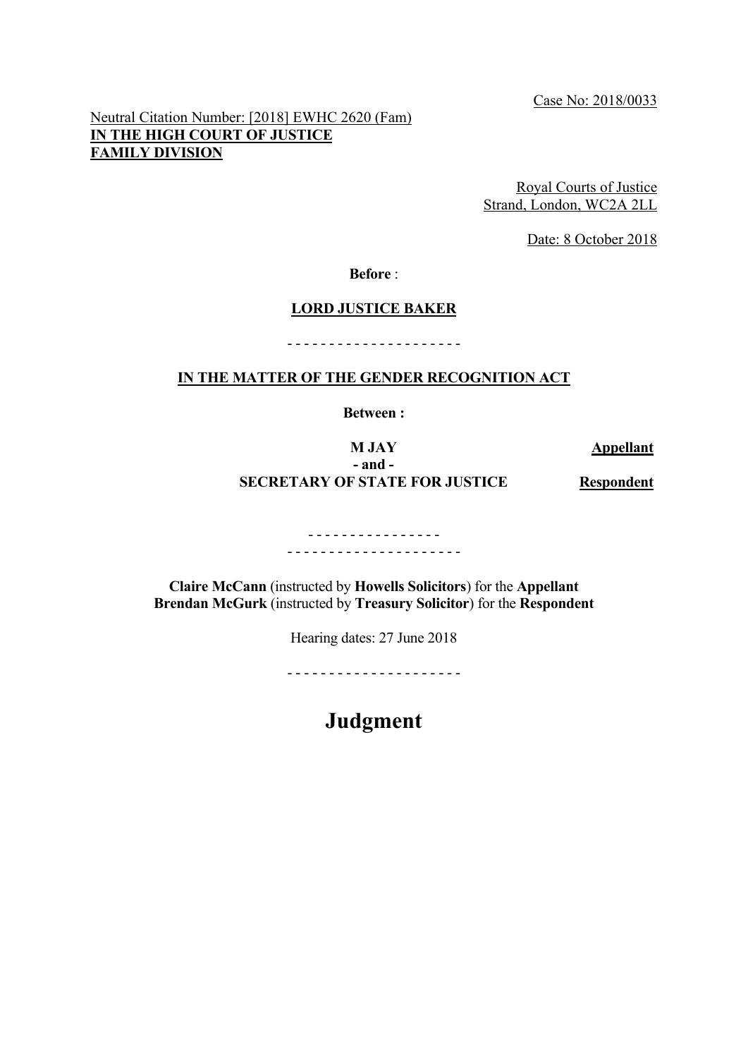Case No: 2018/0033

Neutral Citation Number: [2018] EWHC 2620 (Fam)
**IN THE HIGH COURT OF JUSTICE**
**FAMILY DIVISION**

Royal Courts of Justice
Strand, London, WC2A 2LL

Date: 8 October 2018

**Before** :

**LORD JUSTICE BAKER**

- - - - - - - - - - - - - - - - - - - - -

**IN THE MATTER OF THE GENDER RECOGNITION ACT**

**Between :**

| | |
|---|---|
| **M JAY** | **Appellant** |
| **- and -** | |
| **SECRETARY OF STATE FOR JUSTICE** | **Respondent** |

- - - - - - - - - - - - - - - -
- - - - - - - - - - - - - - - - - - - - -

**Claire McCann** (instructed by **Howells Solicitors**) for the **Appellant**
**Brendan McGurk** (instructed by **Treasury Solicitor**) for the **Respondent**

Hearing dates: 27 June 2018

- - - - - - - - - - - - - - - - - - - - -

# Judgment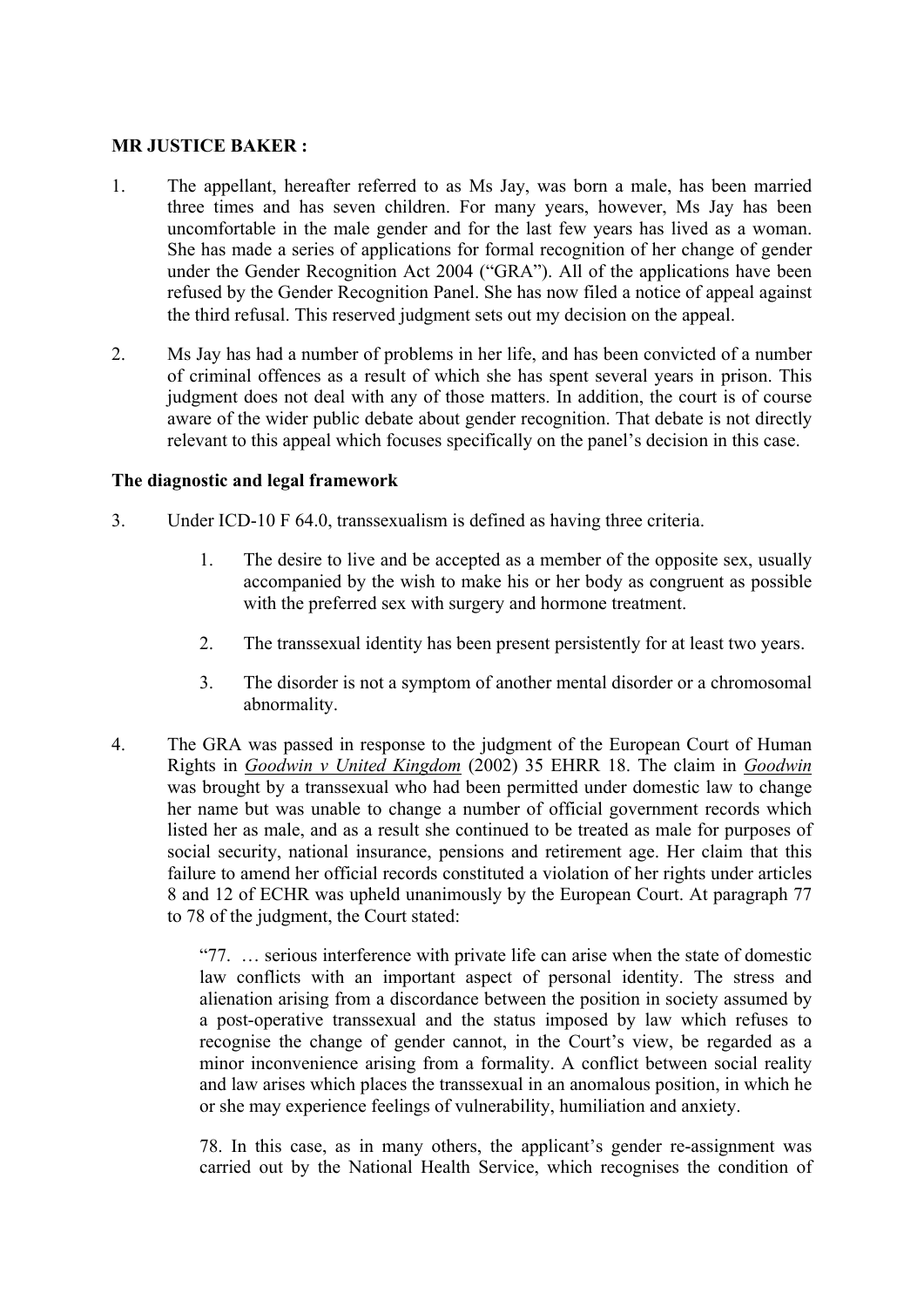**MR JUSTICE BAKER :**

1. The appellant, hereafter referred to as Ms Jay, was born a male, has been married three times and has seven children. For many years, however, Ms Jay has been uncomfortable in the male gender and for the last few years has lived as a woman. She has made a series of applications for formal recognition of her change of gender under the Gender Recognition Act 2004 ("GRA"). All of the applications have been refused by the Gender Recognition Panel. She has now filed a notice of appeal against the third refusal. This reserved judgment sets out my decision on the appeal.

2. Ms Jay has had a number of problems in her life, and has been convicted of a number of criminal offences as a result of which she has spent several years in prison. This judgment does not deal with any of those matters. In addition, the court is of course aware of the wider public debate about gender recognition. That debate is not directly relevant to this appeal which focuses specifically on the panel's decision in this case.

**The diagnostic and legal framework**

3. Under ICD-10 F 64.0, transsexualism is defined as having three criteria.

    1. The desire to live and be accepted as a member of the opposite sex, usually accompanied by the wish to make his or her body as congruent as possible with the preferred sex with surgery and hormone treatment.

    2. The transsexual identity has been present persistently for at least two years.

    3. The disorder is not a symptom of another mental disorder or a chromosomal abnormality.

4. The GRA was passed in response to the judgment of the European Court of Human Rights in ***Goodwin v United Kingdom*** (2002) 35 EHRR 18. The claim in ***Goodwin*** was brought by a transsexual who had been permitted under domestic law to change her name but was unable to change a number of official government records which listed her as male, and as a result she continued to be treated as male for purposes of social security, national insurance, pensions and retirement age. Her claim that this failure to amend her official records constituted a violation of her rights under articles 8 and 12 of ECHR was upheld unanimously by the European Court. At paragraph 77 to 78 of the judgment, the Court stated:

    "77. … serious interference with private life can arise when the state of domestic law conflicts with an important aspect of personal identity. The stress and alienation arising from a discordance between the position in society assumed by a post-operative transsexual and the status imposed by law which refuses to recognise the change of gender cannot, in the Court's view, be regarded as a minor inconvenience arising from a formality. A conflict between social reality and law arises which places the transsexual in an anomalous position, in which he or she may experience feelings of vulnerability, humiliation and anxiety.

    78. In this case, as in many others, the applicant's gender re-assignment was carried out by the National Health Service, which recognises the condition of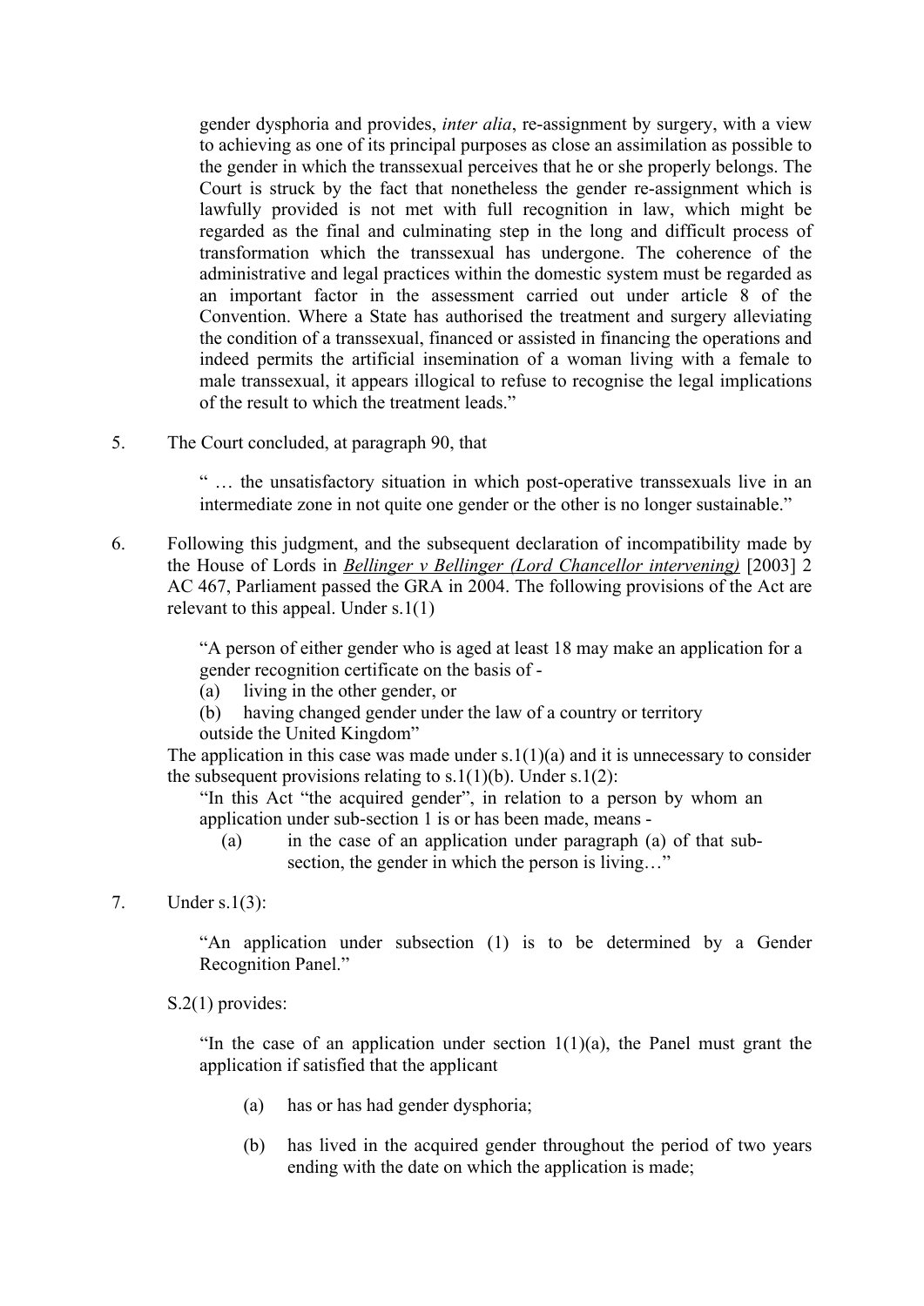> gender dysphoria and provides, *inter alia*, re-assignment by surgery, with a view to achieving as one of its principal purposes as close an assimilation as possible to the gender in which the transsexual perceives that he or she properly belongs. The Court is struck by the fact that nonetheless the gender re-assignment which is lawfully provided is not met with full recognition in law, which might be regarded as the final and culminating step in the long and difficult process of transformation which the transsexual has undergone. The coherence of the administrative and legal practices within the domestic system must be regarded as an important factor in the assessment carried out under article 8 of the Convention. Where a State has authorised the treatment and surgery alleviating the condition of a transsexual, financed or assisted in financing the operations and indeed permits the artificial insemination of a woman living with a female to male transsexual, it appears illogical to refuse to recognise the legal implications of the result to which the treatment leads."

5. The Court concluded, at paragraph 90, that

> " … the unsatisfactory situation in which post-operative transsexuals live in an intermediate zone in not quite one gender or the other is no longer sustainable."

6. Following this judgment, and the subsequent declaration of incompatibility made by the House of Lords in *Bellinger v Bellinger (Lord Chancellor intervening)* [2003] 2 AC 467, Parliament passed the GRA in 2004. The following provisions of the Act are relevant to this appeal. Under s.1(1)

> "A person of either gender who is aged at least 18 may make an application for a gender recognition certificate on the basis of -
> (a) living in the other gender, or
> (b) having changed gender under the law of a country or territory outside the United Kingdom"

The application in this case was made under s.1(1)(a) and it is unnecessary to consider the subsequent provisions relating to s.1(1)(b). Under s.1(2):

> "In this Act "the acquired gender", in relation to a person by whom an application under sub-section 1 is or has been made, means -
> (a) in the case of an application under paragraph (a) of that sub-section, the gender in which the person is living…"

7. Under s.1(3):

> "An application under subsection (1) is to be determined by a Gender Recognition Panel."

S.2(1) provides:

> "In the case of an application under section 1(1)(a), the Panel must grant the application if satisfied that the applicant
>
> (a) has or has had gender dysphoria;
>
> (b) has lived in the acquired gender throughout the period of two years ending with the date on which the application is made;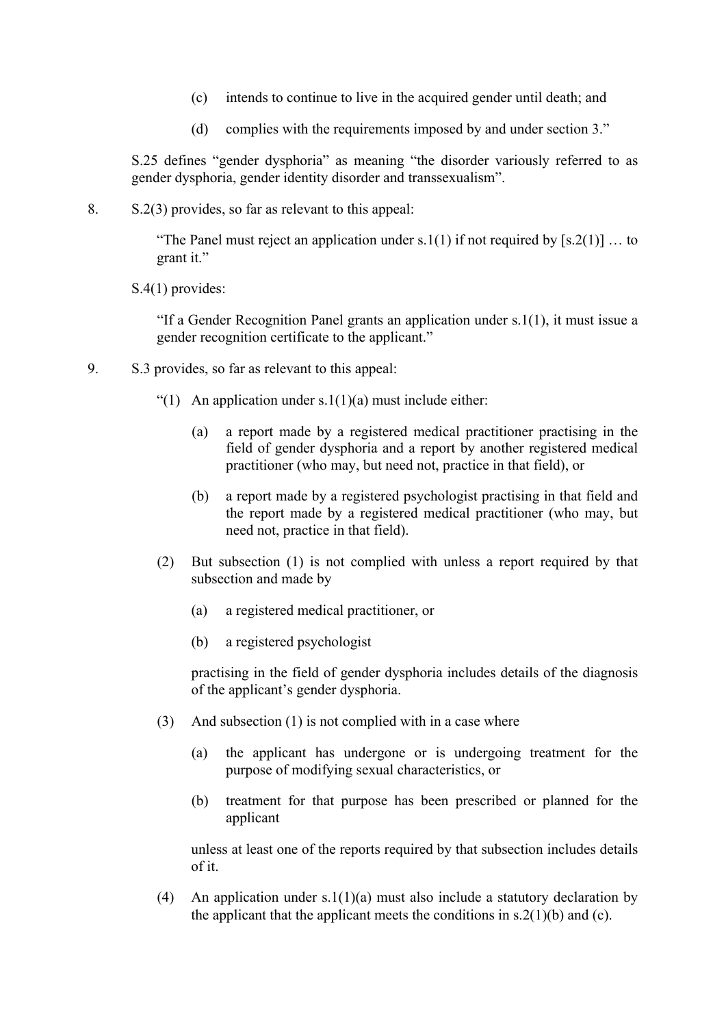(c) intends to continue to live in the acquired gender until death; and

(d) complies with the requirements imposed by and under section 3."

S.25 defines "gender dysphoria" as meaning "the disorder variously referred to as gender dysphoria, gender identity disorder and transsexualism".

8. S.2(3) provides, so far as relevant to this appeal:

> "The Panel must reject an application under s.1(1) if not required by [s.2(1)] … to grant it."

S.4(1) provides:

> "If a Gender Recognition Panel grants an application under s.1(1), it must issue a gender recognition certificate to the applicant."

9. S.3 provides, so far as relevant to this appeal:

> "(1) An application under s.1(1)(a) must include either:
>
> (a) a report made by a registered medical practitioner practising in the field of gender dysphoria and a report by another registered medical practitioner (who may, but need not, practice in that field), or
>
> (b) a report made by a registered psychologist practising in that field and the report made by a registered medical practitioner (who may, but need not, practice in that field).
>
> (2) But subsection (1) is not complied with unless a report required by that subsection and made by
>
> (a) a registered medical practitioner, or
>
> (b) a registered psychologist
>
> practising in the field of gender dysphoria includes details of the diagnosis of the applicant's gender dysphoria.
>
> (3) And subsection (1) is not complied with in a case where
>
> (a) the applicant has undergone or is undergoing treatment for the purpose of modifying sexual characteristics, or
>
> (b) treatment for that purpose has been prescribed or planned for the applicant
>
> unless at least one of the reports required by that subsection includes details of it.
>
> (4) An application under s.1(1)(a) must also include a statutory declaration by the applicant that the applicant meets the conditions in s.2(1)(b) and (c).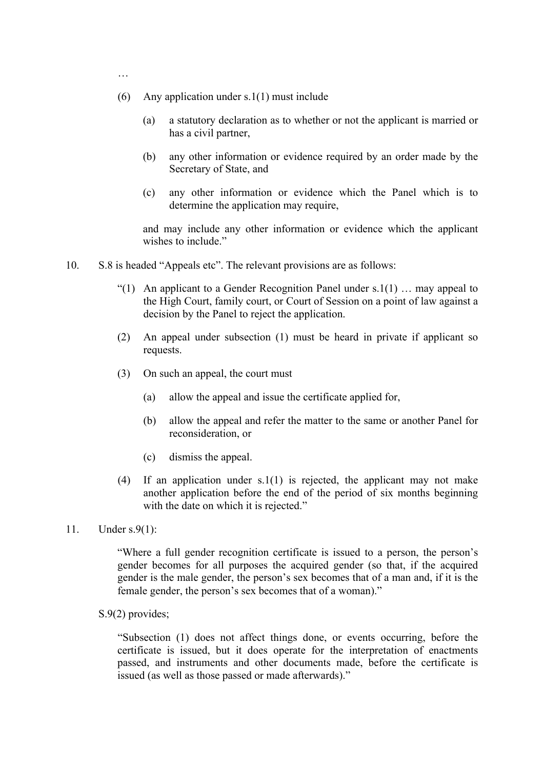…

(6) Any application under s.1(1) must include

(a) a statutory declaration as to whether or not the applicant is married or has a civil partner,

(b) any other information or evidence required by an order made by the Secretary of State, and

(c) any other information or evidence which the Panel which is to determine the application may require,

and may include any other information or evidence which the applicant wishes to include."

10. S.8 is headed "Appeals etc". The relevant provisions are as follows:

> "(1) An applicant to a Gender Recognition Panel under s.1(1) … may appeal to the High Court, family court, or Court of Session on a point of law against a decision by the Panel to reject the application.
>
> (2) An appeal under subsection (1) must be heard in private if applicant so requests.
>
> (3) On such an appeal, the court must
>
> (a) allow the appeal and issue the certificate applied for,
>
> (b) allow the appeal and refer the matter to the same or another Panel for reconsideration, or
>
> (c) dismiss the appeal.
>
> (4) If an application under s.1(1) is rejected, the applicant may not make another application before the end of the period of six months beginning with the date on which it is rejected."

11. Under s.9(1):

> "Where a full gender recognition certificate is issued to a person, the person's gender becomes for all purposes the acquired gender (so that, if the acquired gender is the male gender, the person's sex becomes that of a man and, if it is the female gender, the person's sex becomes that of a woman)."

S.9(2) provides;

> "Subsection (1) does not affect things done, or events occurring, before the certificate is issued, but it does operate for the interpretation of enactments passed, and instruments and other documents made, before the certificate is issued (as well as those passed or made afterwards)."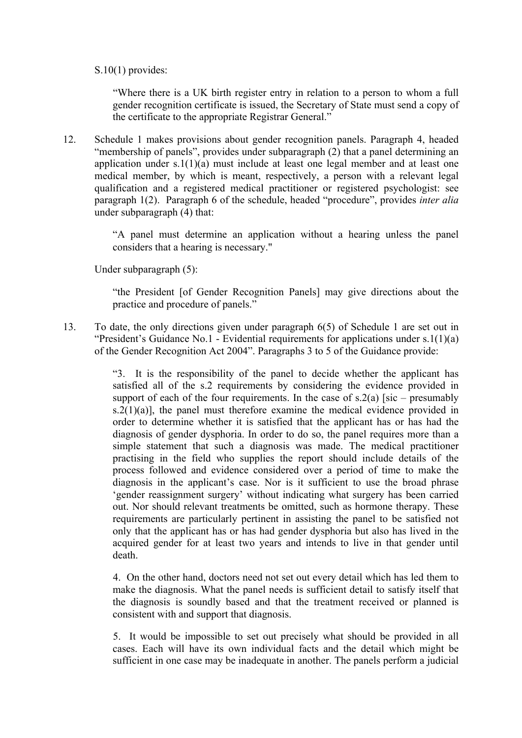S.10(1) provides:

> "Where there is a UK birth register entry in relation to a person to whom a full gender recognition certificate is issued, the Secretary of State must send a copy of the certificate to the appropriate Registrar General."

12. Schedule 1 makes provisions about gender recognition panels. Paragraph 4, headed "membership of panels", provides under subparagraph (2) that a panel determining an application under s.1(1)(a) must include at least one legal member and at least one medical member, by which is meant, respectively, a person with a relevant legal qualification and a registered medical practitioner or registered psychologist: see paragraph 1(2). Paragraph 6 of the schedule, headed "procedure", provides *inter alia* under subparagraph (4) that:

> "A panel must determine an application without a hearing unless the panel considers that a hearing is necessary."

Under subparagraph (5):

> "the President [of Gender Recognition Panels] may give directions about the practice and procedure of panels."

13. To date, the only directions given under paragraph 6(5) of Schedule 1 are set out in "President's Guidance No.1 - Evidential requirements for applications under s.1(1)(a) of the Gender Recognition Act 2004". Paragraphs 3 to 5 of the Guidance provide:

> "3. It is the responsibility of the panel to decide whether the applicant has satisfied all of the s.2 requirements by considering the evidence provided in support of each of the four requirements. In the case of s.2(a) [sic – presumably s.2(1)(a)], the panel must therefore examine the medical evidence provided in order to determine whether it is satisfied that the applicant has or has had the diagnosis of gender dysphoria. In order to do so, the panel requires more than a simple statement that such a diagnosis was made. The medical practitioner practising in the field who supplies the report should include details of the process followed and evidence considered over a period of time to make the diagnosis in the applicant's case. Nor is it sufficient to use the broad phrase 'gender reassignment surgery' without indicating what surgery has been carried out. Nor should relevant treatments be omitted, such as hormone therapy. These requirements are particularly pertinent in assisting the panel to be satisfied not only that the applicant has or has had gender dysphoria but also has lived in the acquired gender for at least two years and intends to live in that gender until death.
>
> 4. On the other hand, doctors need not set out every detail which has led them to make the diagnosis. What the panel needs is sufficient detail to satisfy itself that the diagnosis is soundly based and that the treatment received or planned is consistent with and support that diagnosis.
>
> 5. It would be impossible to set out precisely what should be provided in all cases. Each will have its own individual facts and the detail which might be sufficient in one case may be inadequate in another. The panels perform a judicial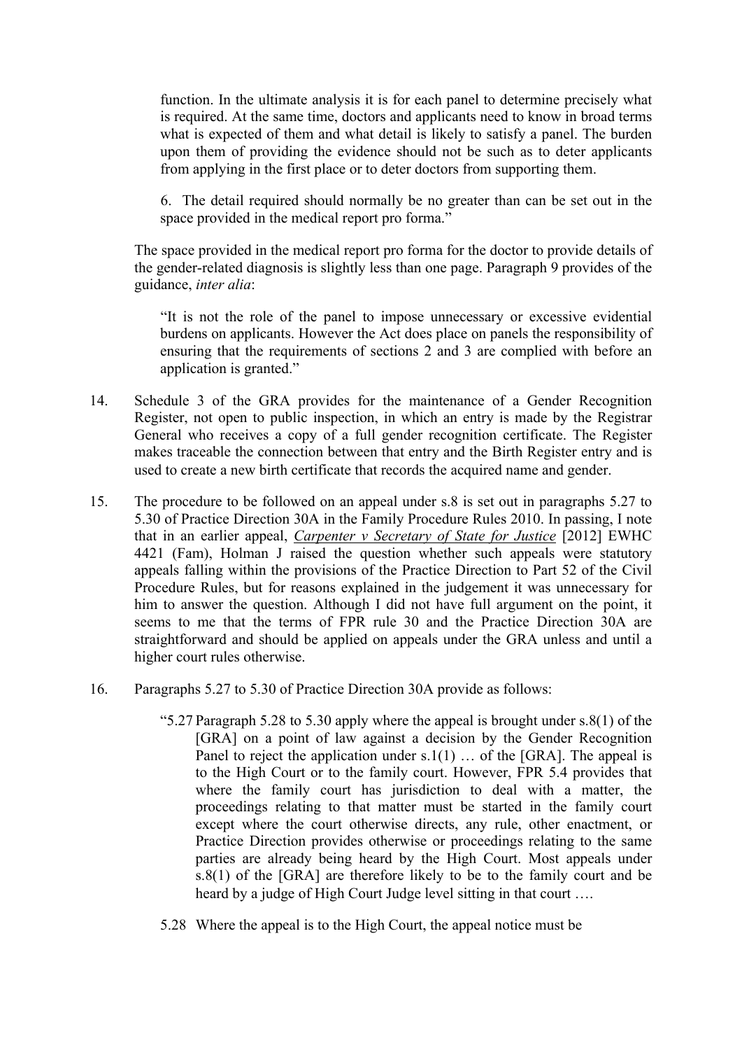> function. In the ultimate analysis it is for each panel to determine precisely what is required. At the same time, doctors and applicants need to know in broad terms what is expected of them and what detail is likely to satisfy a panel. The burden upon them of providing the evidence should not be such as to deter applicants from applying in the first place or to deter doctors from supporting them.
>
> 6. The detail required should normally be no greater than can be set out in the space provided in the medical report pro forma."

The space provided in the medical report pro forma for the doctor to provide details of the gender-related diagnosis is slightly less than one page. Paragraph 9 provides of the guidance, *inter alia*:

> "It is not the role of the panel to impose unnecessary or excessive evidential burdens on applicants. However the Act does place on panels the responsibility of ensuring that the requirements of sections 2 and 3 are complied with before an application is granted."

14. Schedule 3 of the GRA provides for the maintenance of a Gender Recognition Register, not open to public inspection, in which an entry is made by the Registrar General who receives a copy of a full gender recognition certificate. The Register makes traceable the connection between that entry and the Birth Register entry and is used to create a new birth certificate that records the acquired name and gender.

15. The procedure to be followed on an appeal under s.8 is set out in paragraphs 5.27 to 5.30 of Practice Direction 30A in the Family Procedure Rules 2010. In passing, I note that in an earlier appeal, *Carpenter v Secretary of State for Justice* [2012] EWHC 4421 (Fam), Holman J raised the question whether such appeals were statutory appeals falling within the provisions of the Practice Direction to Part 52 of the Civil Procedure Rules, but for reasons explained in the judgement it was unnecessary for him to answer the question. Although I did not have full argument on the point, it seems to me that the terms of FPR rule 30 and the Practice Direction 30A are straightforward and should be applied on appeals under the GRA unless and until a higher court rules otherwise.

16. Paragraphs 5.27 to 5.30 of Practice Direction 30A provide as follows:

> "5.27 Paragraph 5.28 to 5.30 apply where the appeal is brought under s.8(1) of the [GRA] on a point of law against a decision by the Gender Recognition Panel to reject the application under s.1(1) … of the [GRA]. The appeal is to the High Court or to the family court. However, FPR 5.4 provides that where the family court has jurisdiction to deal with a matter, the proceedings relating to that matter must be started in the family court except where the court otherwise directs, any rule, other enactment, or Practice Direction provides otherwise or proceedings relating to the same parties are already being heard by the High Court. Most appeals under s.8(1) of the [GRA] are therefore likely to be to the family court and be heard by a judge of High Court Judge level sitting in that court ….
>
> 5.28 Where the appeal is to the High Court, the appeal notice must be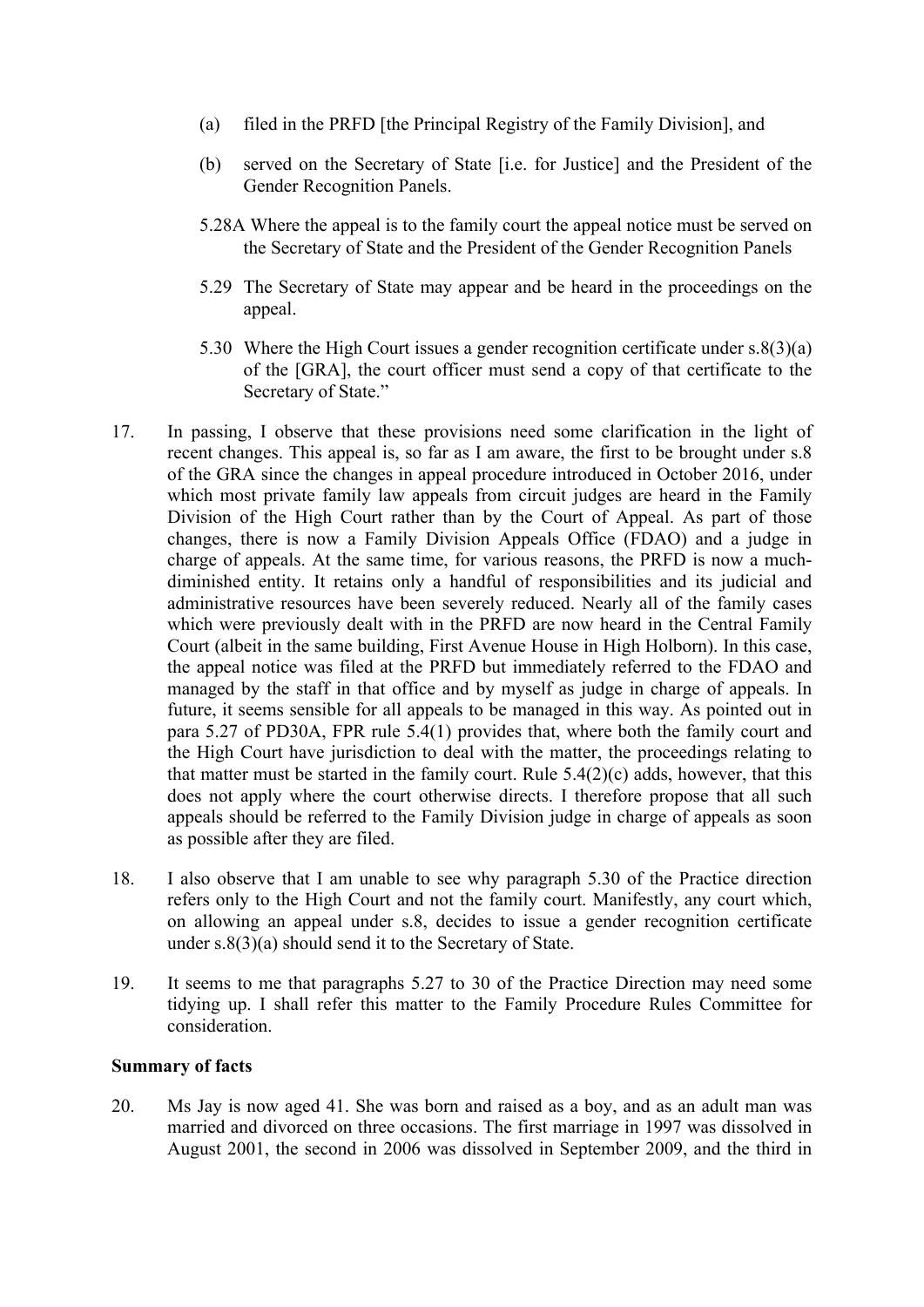(a) filed in the PRFD [the Principal Registry of the Family Division], and

(b) served on the Secretary of State [i.e. for Justice] and the President of the Gender Recognition Panels.

5.28A Where the appeal is to the family court the appeal notice must be served on the Secretary of State and the President of the Gender Recognition Panels

5.29 The Secretary of State may appear and be heard in the proceedings on the appeal.

5.30 Where the High Court issues a gender recognition certificate under s.8(3)(a) of the [GRA], the court officer must send a copy of that certificate to the Secretary of State."

17. In passing, I observe that these provisions need some clarification in the light of recent changes. This appeal is, so far as I am aware, the first to be brought under s.8 of the GRA since the changes in appeal procedure introduced in October 2016, under which most private family law appeals from circuit judges are heard in the Family Division of the High Court rather than by the Court of Appeal. As part of those changes, there is now a Family Division Appeals Office (FDAO) and a judge in charge of appeals. At the same time, for various reasons, the PRFD is now a much-diminished entity. It retains only a handful of responsibilities and its judicial and administrative resources have been severely reduced. Nearly all of the family cases which were previously dealt with in the PRFD are now heard in the Central Family Court (albeit in the same building, First Avenue House in High Holborn). In this case, the appeal notice was filed at the PRFD but immediately referred to the FDAO and managed by the staff in that office and by myself as judge in charge of appeals. In future, it seems sensible for all appeals to be managed in this way. As pointed out in para 5.27 of PD30A, FPR rule 5.4(1) provides that, where both the family court and the High Court have jurisdiction to deal with the matter, the proceedings relating to that matter must be started in the family court. Rule 5.4(2)(c) adds, however, that this does not apply where the court otherwise directs. I therefore propose that all such appeals should be referred to the Family Division judge in charge of appeals as soon as possible after they are filed.

18. I also observe that I am unable to see why paragraph 5.30 of the Practice direction refers only to the High Court and not the family court. Manifestly, any court which, on allowing an appeal under s.8, decides to issue a gender recognition certificate under s.8(3)(a) should send it to the Secretary of State.

19. It seems to me that paragraphs 5.27 to 30 of the Practice Direction may need some tidying up. I shall refer this matter to the Family Procedure Rules Committee for consideration.

**Summary of facts**

20. Ms Jay is now aged 41. She was born and raised as a boy, and as an adult man was married and divorced on three occasions. The first marriage in 1997 was dissolved in August 2001, the second in 2006 was dissolved in September 2009, and the third in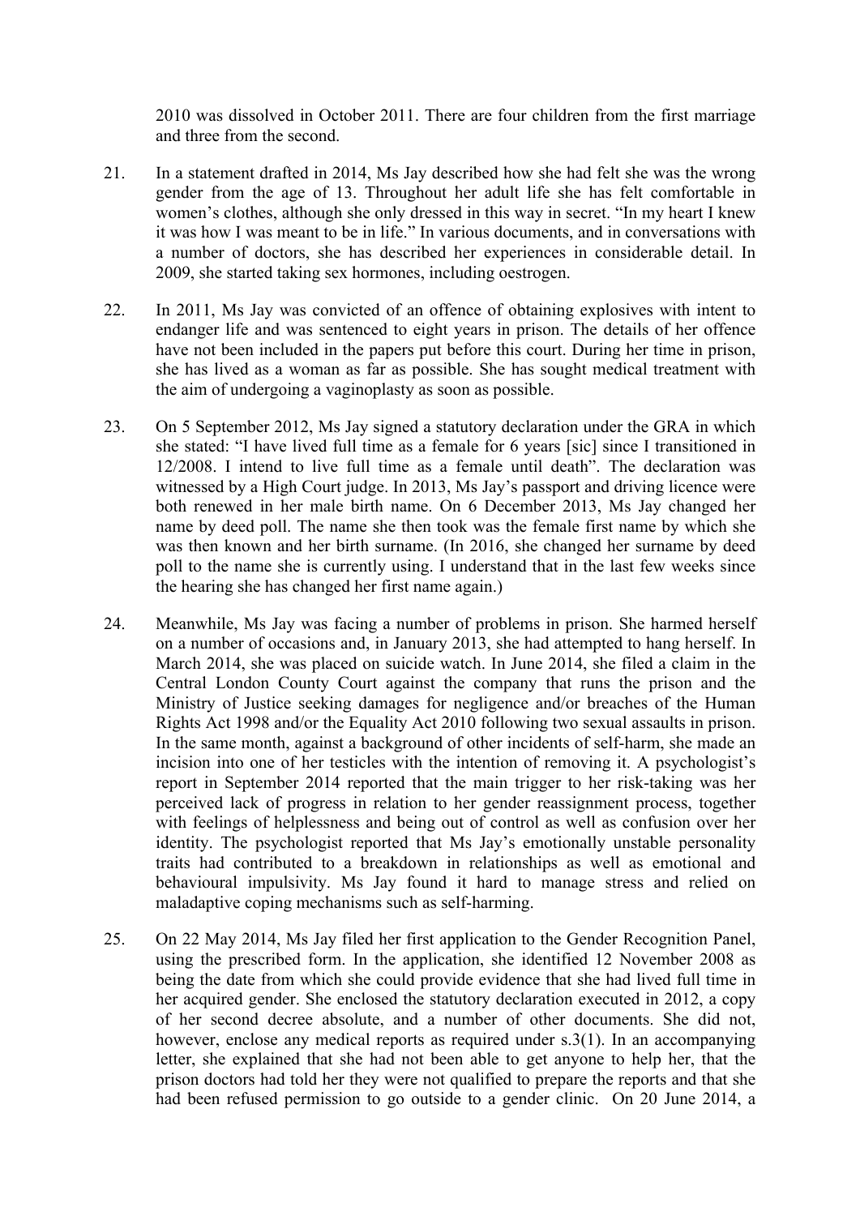2010 was dissolved in October 2011. There are four children from the first marriage and three from the second.

21. In a statement drafted in 2014, Ms Jay described how she had felt she was the wrong gender from the age of 13. Throughout her adult life she has felt comfortable in women's clothes, although she only dressed in this way in secret. "In my heart I knew it was how I was meant to be in life." In various documents, and in conversations with a number of doctors, she has described her experiences in considerable detail. In 2009, she started taking sex hormones, including oestrogen.

22. In 2011, Ms Jay was convicted of an offence of obtaining explosives with intent to endanger life and was sentenced to eight years in prison. The details of her offence have not been included in the papers put before this court. During her time in prison, she has lived as a woman as far as possible. She has sought medical treatment with the aim of undergoing a vaginoplasty as soon as possible.

23. On 5 September 2012, Ms Jay signed a statutory declaration under the GRA in which she stated: "I have lived full time as a female for 6 years [sic] since I transitioned in 12/2008. I intend to live full time as a female until death". The declaration was witnessed by a High Court judge. In 2013, Ms Jay's passport and driving licence were both renewed in her male birth name. On 6 December 2013, Ms Jay changed her name by deed poll. The name she then took was the female first name by which she was then known and her birth surname. (In 2016, she changed her surname by deed poll to the name she is currently using. I understand that in the last few weeks since the hearing she has changed her first name again.)

24. Meanwhile, Ms Jay was facing a number of problems in prison. She harmed herself on a number of occasions and, in January 2013, she had attempted to hang herself. In March 2014, she was placed on suicide watch. In June 2014, she filed a claim in the Central London County Court against the company that runs the prison and the Ministry of Justice seeking damages for negligence and/or breaches of the Human Rights Act 1998 and/or the Equality Act 2010 following two sexual assaults in prison. In the same month, against a background of other incidents of self-harm, she made an incision into one of her testicles with the intention of removing it. A psychologist's report in September 2014 reported that the main trigger to her risk-taking was her perceived lack of progress in relation to her gender reassignment process, together with feelings of helplessness and being out of control as well as confusion over her identity. The psychologist reported that Ms Jay's emotionally unstable personality traits had contributed to a breakdown in relationships as well as emotional and behavioural impulsivity. Ms Jay found it hard to manage stress and relied on maladaptive coping mechanisms such as self-harming.

25. On 22 May 2014, Ms Jay filed her first application to the Gender Recognition Panel, using the prescribed form. In the application, she identified 12 November 2008 as being the date from which she could provide evidence that she had lived full time in her acquired gender. She enclosed the statutory declaration executed in 2012, a copy of her second decree absolute, and a number of other documents. She did not, however, enclose any medical reports as required under s.3(1). In an accompanying letter, she explained that she had not been able to get anyone to help her, that the prison doctors had told her they were not qualified to prepare the reports and that she had been refused permission to go outside to a gender clinic. On 20 June 2014, a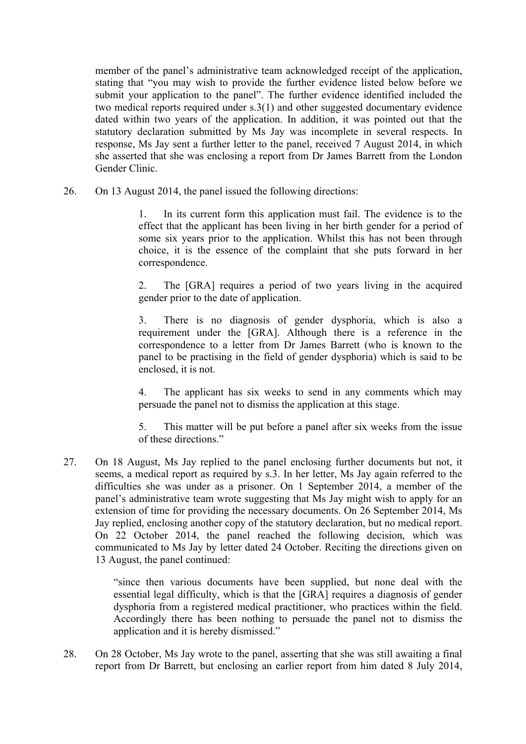member of the panel's administrative team acknowledged receipt of the application, stating that "you may wish to provide the further evidence listed below before we submit your application to the panel". The further evidence identified included the two medical reports required under s.3(1) and other suggested documentary evidence dated within two years of the application. In addition, it was pointed out that the statutory declaration submitted by Ms Jay was incomplete in several respects. In response, Ms Jay sent a further letter to the panel, received 7 August 2014, in which she asserted that she was enclosing a report from Dr James Barrett from the London Gender Clinic.

26. On 13 August 2014, the panel issued the following directions:

> 1. In its current form this application must fail. The evidence is to the effect that the applicant has been living in her birth gender for a period of some six years prior to the application. Whilst this has not been through choice, it is the essence of the complaint that she puts forward in her correspondence.
>
> 2. The [GRA] requires a period of two years living in the acquired gender prior to the date of application.
>
> 3. There is no diagnosis of gender dysphoria, which is also a requirement under the [GRA]. Although there is a reference in the correspondence to a letter from Dr James Barrett (who is known to the panel to be practising in the field of gender dysphoria) which is said to be enclosed, it is not.
>
> 4. The applicant has six weeks to send in any comments which may persuade the panel not to dismiss the application at this stage.
>
> 5. This matter will be put before a panel after six weeks from the issue of these directions."

27. On 18 August, Ms Jay replied to the panel enclosing further documents but not, it seems, a medical report as required by s.3. In her letter, Ms Jay again referred to the difficulties she was under as a prisoner. On 1 September 2014, a member of the panel's administrative team wrote suggesting that Ms Jay might wish to apply for an extension of time for providing the necessary documents. On 26 September 2014, Ms Jay replied, enclosing another copy of the statutory declaration, but no medical report. On 22 October 2014, the panel reached the following decision, which was communicated to Ms Jay by letter dated 24 October. Reciting the directions given on 13 August, the panel continued:

> "since then various documents have been supplied, but none deal with the essential legal difficulty, which is that the [GRA] requires a diagnosis of gender dysphoria from a registered medical practitioner, who practices within the field. Accordingly there has been nothing to persuade the panel not to dismiss the application and it is hereby dismissed."

28. On 28 October, Ms Jay wrote to the panel, asserting that she was still awaiting a final report from Dr Barrett, but enclosing an earlier report from him dated 8 July 2014,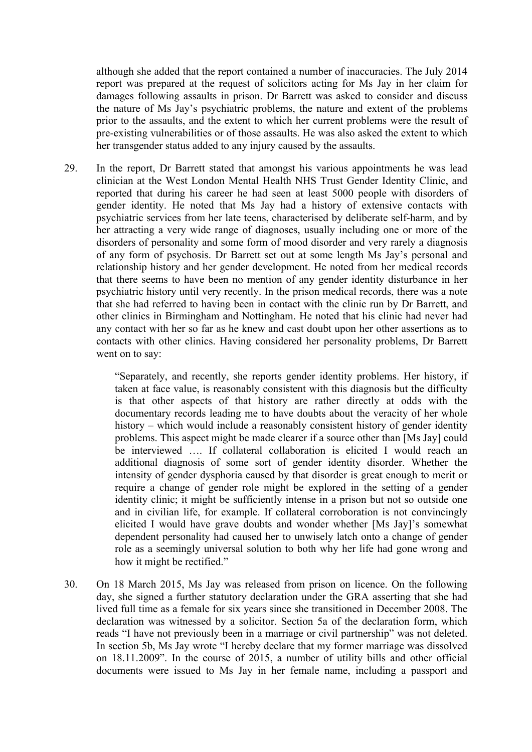although she added that the report contained a number of inaccuracies. The July 2014 report was prepared at the request of solicitors acting for Ms Jay in her claim for damages following assaults in prison. Dr Barrett was asked to consider and discuss the nature of Ms Jay's psychiatric problems, the nature and extent of the problems prior to the assaults, and the extent to which her current problems were the result of pre-existing vulnerabilities or of those assaults. He was also asked the extent to which her transgender status added to any injury caused by the assaults.

29. In the report, Dr Barrett stated that amongst his various appointments he was lead clinician at the West London Mental Health NHS Trust Gender Identity Clinic, and reported that during his career he had seen at least 5000 people with disorders of gender identity. He noted that Ms Jay had a history of extensive contacts with psychiatric services from her late teens, characterised by deliberate self-harm, and by her attracting a very wide range of diagnoses, usually including one or more of the disorders of personality and some form of mood disorder and very rarely a diagnosis of any form of psychosis. Dr Barrett set out at some length Ms Jay's personal and relationship history and her gender development. He noted from her medical records that there seems to have been no mention of any gender identity disturbance in her psychiatric history until very recently. In the prison medical records, there was a note that she had referred to having been in contact with the clinic run by Dr Barrett, and other clinics in Birmingham and Nottingham. He noted that his clinic had never had any contact with her so far as he knew and cast doubt upon her other assertions as to contacts with other clinics. Having considered her personality problems, Dr Barrett went on to say:

> "Separately, and recently, she reports gender identity problems. Her history, if taken at face value, is reasonably consistent with this diagnosis but the difficulty is that other aspects of that history are rather directly at odds with the documentary records leading me to have doubts about the veracity of her whole history – which would include a reasonably consistent history of gender identity problems. This aspect might be made clearer if a source other than [Ms Jay] could be interviewed …. If collateral collaboration is elicited I would reach an additional diagnosis of some sort of gender identity disorder. Whether the intensity of gender dysphoria caused by that disorder is great enough to merit or require a change of gender role might be explored in the setting of a gender identity clinic; it might be sufficiently intense in a prison but not so outside one and in civilian life, for example. If collateral corroboration is not convincingly elicited I would have grave doubts and wonder whether [Ms Jay]'s somewhat dependent personality had caused her to unwisely latch onto a change of gender role as a seemingly universal solution to both why her life had gone wrong and how it might be rectified."

30. On 18 March 2015, Ms Jay was released from prison on licence. On the following day, she signed a further statutory declaration under the GRA asserting that she had lived full time as a female for six years since she transitioned in December 2008. The declaration was witnessed by a solicitor. Section 5a of the declaration form, which reads "I have not previously been in a marriage or civil partnership" was not deleted. In section 5b, Ms Jay wrote "I hereby declare that my former marriage was dissolved on 18.11.2009". In the course of 2015, a number of utility bills and other official documents were issued to Ms Jay in her female name, including a passport and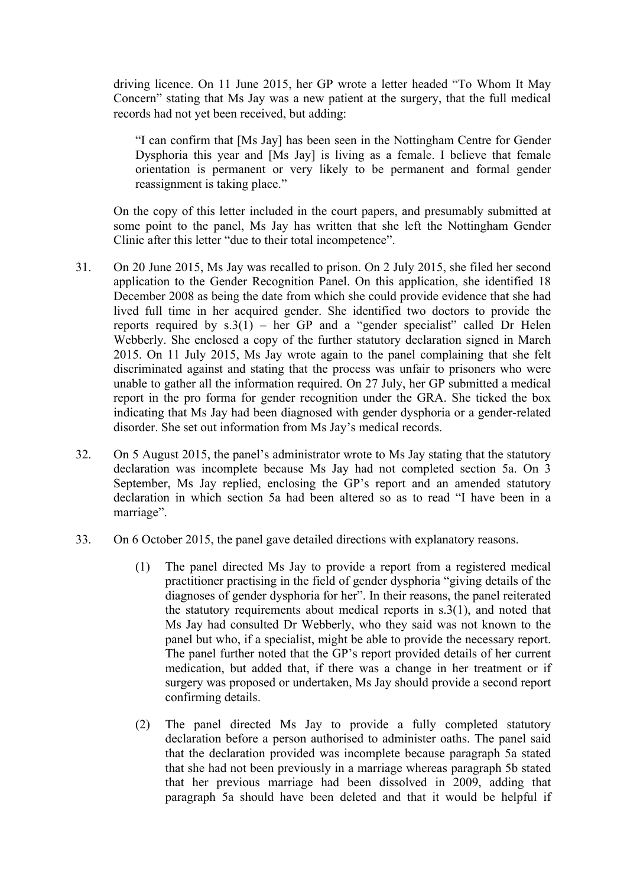driving licence. On 11 June 2015, her GP wrote a letter headed "To Whom It May Concern" stating that Ms Jay was a new patient at the surgery, that the full medical records had not yet been received, but adding:

> "I can confirm that [Ms Jay] has been seen in the Nottingham Centre for Gender Dysphoria this year and [Ms Jay] is living as a female. I believe that female orientation is permanent or very likely to be permanent and formal gender reassignment is taking place."

On the copy of this letter included in the court papers, and presumably submitted at some point to the panel, Ms Jay has written that she left the Nottingham Gender Clinic after this letter "due to their total incompetence".

31. On 20 June 2015, Ms Jay was recalled to prison. On 2 July 2015, she filed her second application to the Gender Recognition Panel. On this application, she identified 18 December 2008 as being the date from which she could provide evidence that she had lived full time in her acquired gender. She identified two doctors to provide the reports required by s.3(1) – her GP and a "gender specialist" called Dr Helen Webberly. She enclosed a copy of the further statutory declaration signed in March 2015. On 11 July 2015, Ms Jay wrote again to the panel complaining that she felt discriminated against and stating that the process was unfair to prisoners who were unable to gather all the information required. On 27 July, her GP submitted a medical report in the pro forma for gender recognition under the GRA. She ticked the box indicating that Ms Jay had been diagnosed with gender dysphoria or a gender-related disorder. She set out information from Ms Jay's medical records.

32. On 5 August 2015, the panel's administrator wrote to Ms Jay stating that the statutory declaration was incomplete because Ms Jay had not completed section 5a. On 3 September, Ms Jay replied, enclosing the GP's report and an amended statutory declaration in which section 5a had been altered so as to read "I have been in a marriage".

33. On 6 October 2015, the panel gave detailed directions with explanatory reasons.

    (1) The panel directed Ms Jay to provide a report from a registered medical practitioner practising in the field of gender dysphoria "giving details of the diagnoses of gender dysphoria for her". In their reasons, the panel reiterated the statutory requirements about medical reports in s.3(1), and noted that Ms Jay had consulted Dr Webberly, who they said was not known to the panel but who, if a specialist, might be able to provide the necessary report. The panel further noted that the GP's report provided details of her current medication, but added that, if there was a change in her treatment or if surgery was proposed or undertaken, Ms Jay should provide a second report confirming details.

    (2) The panel directed Ms Jay to provide a fully completed statutory declaration before a person authorised to administer oaths. The panel said that the declaration provided was incomplete because paragraph 5a stated that she had not been previously in a marriage whereas paragraph 5b stated that her previous marriage had been dissolved in 2009, adding that paragraph 5a should have been deleted and that it would be helpful if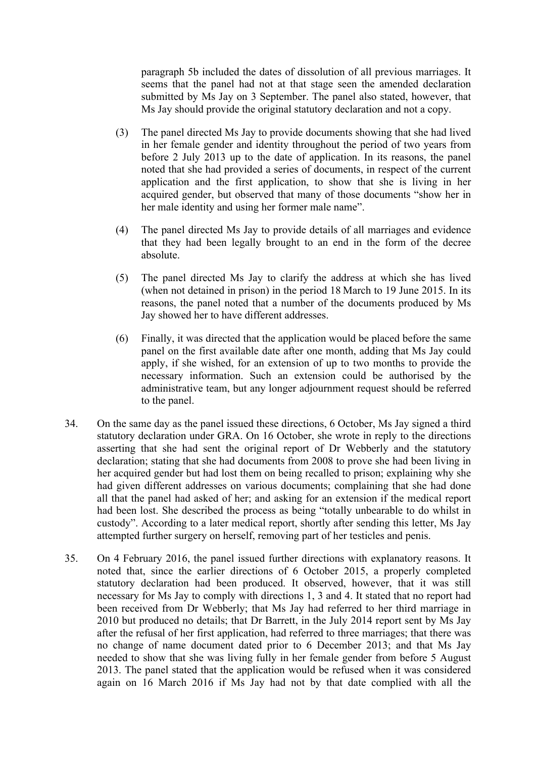paragraph 5b included the dates of dissolution of all previous marriages. It seems that the panel had not at that stage seen the amended declaration submitted by Ms Jay on 3 September. The panel also stated, however, that Ms Jay should provide the original statutory declaration and not a copy.

(3) The panel directed Ms Jay to provide documents showing that she had lived in her female gender and identity throughout the period of two years from before 2 July 2013 up to the date of application. In its reasons, the panel noted that she had provided a series of documents, in respect of the current application and the first application, to show that she is living in her acquired gender, but observed that many of those documents "show her in her male identity and using her former male name".

(4) The panel directed Ms Jay to provide details of all marriages and evidence that they had been legally brought to an end in the form of the decree absolute.

(5) The panel directed Ms Jay to clarify the address at which she has lived (when not detained in prison) in the period 18 March to 19 June 2015. In its reasons, the panel noted that a number of the documents produced by Ms Jay showed her to have different addresses.

(6) Finally, it was directed that the application would be placed before the same panel on the first available date after one month, adding that Ms Jay could apply, if she wished, for an extension of up to two months to provide the necessary information. Such an extension could be authorised by the administrative team, but any longer adjournment request should be referred to the panel.

34. On the same day as the panel issued these directions, 6 October, Ms Jay signed a third statutory declaration under GRA. On 16 October, she wrote in reply to the directions asserting that she had sent the original report of Dr Webberly and the statutory declaration; stating that she had documents from 2008 to prove she had been living in her acquired gender but had lost them on being recalled to prison; explaining why she had given different addresses on various documents; complaining that she had done all that the panel had asked of her; and asking for an extension if the medical report had been lost. She described the process as being "totally unbearable to do whilst in custody". According to a later medical report, shortly after sending this letter, Ms Jay attempted further surgery on herself, removing part of her testicles and penis.

35. On 4 February 2016, the panel issued further directions with explanatory reasons. It noted that, since the earlier directions of 6 October 2015, a properly completed statutory declaration had been produced. It observed, however, that it was still necessary for Ms Jay to comply with directions 1, 3 and 4. It stated that no report had been received from Dr Webberly; that Ms Jay had referred to her third marriage in 2010 but produced no details; that Dr Barrett, in the July 2014 report sent by Ms Jay after the refusal of her first application, had referred to three marriages; that there was no change of name document dated prior to 6 December 2013; and that Ms Jay needed to show that she was living fully in her female gender from before 5 August 2013. The panel stated that the application would be refused when it was considered again on 16 March 2016 if Ms Jay had not by that date complied with all the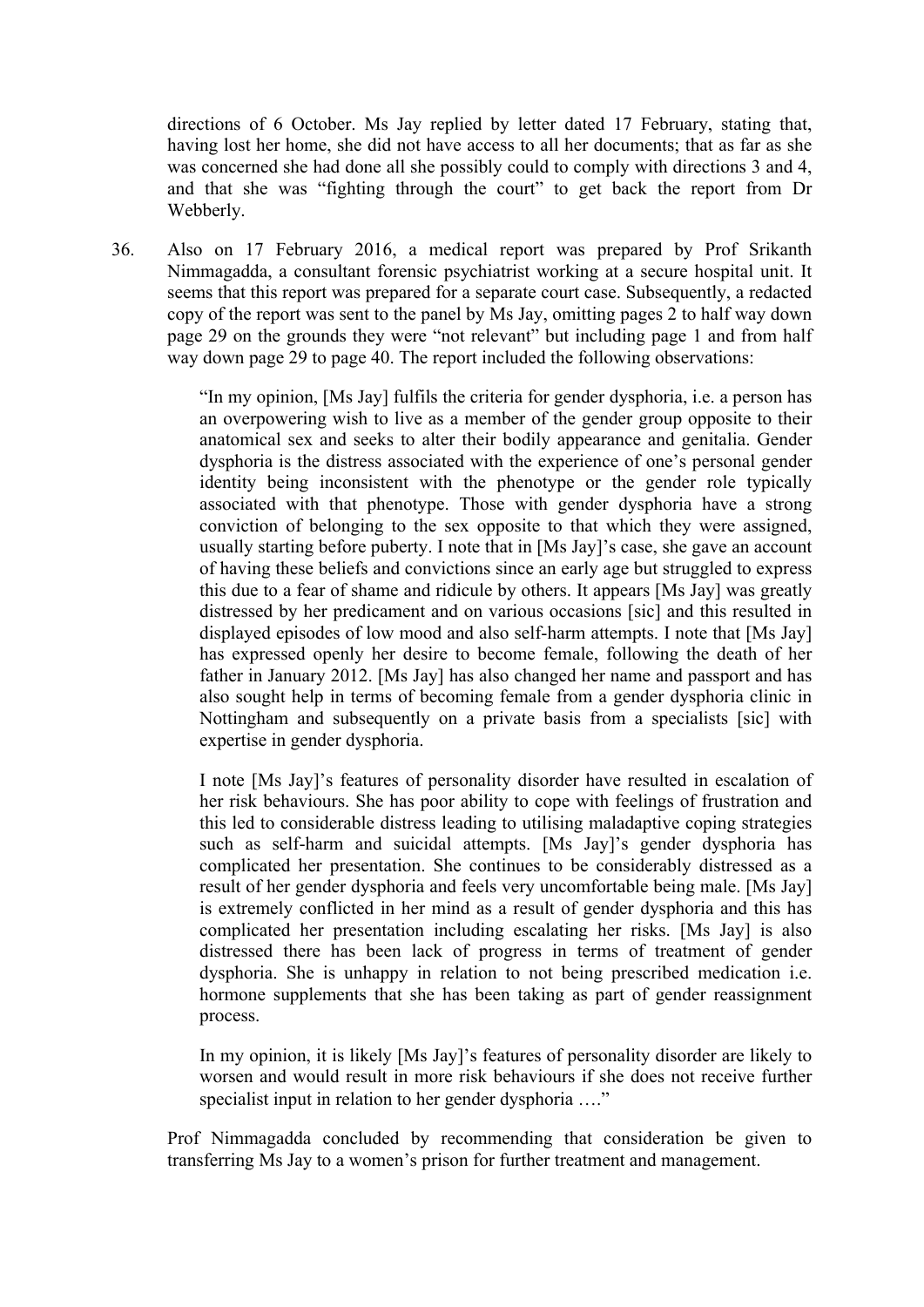directions of 6 October. Ms Jay replied by letter dated 17 February, stating that, having lost her home, she did not have access to all her documents; that as far as she was concerned she had done all she possibly could to comply with directions 3 and 4, and that she was "fighting through the court" to get back the report from Dr Webberly.

36. Also on 17 February 2016, a medical report was prepared by Prof Srikanth Nimmagadda, a consultant forensic psychiatrist working at a secure hospital unit. It seems that this report was prepared for a separate court case. Subsequently, a redacted copy of the report was sent to the panel by Ms Jay, omitting pages 2 to half way down page 29 on the grounds they were "not relevant" but including page 1 and from half way down page 29 to page 40. The report included the following observations:

> "In my opinion, [Ms Jay] fulfils the criteria for gender dysphoria, i.e. a person has an overpowering wish to live as a member of the gender group opposite to their anatomical sex and seeks to alter their bodily appearance and genitalia. Gender dysphoria is the distress associated with the experience of one's personal gender identity being inconsistent with the phenotype or the gender role typically associated with that phenotype. Those with gender dysphoria have a strong conviction of belonging to the sex opposite to that which they were assigned, usually starting before puberty. I note that in [Ms Jay]'s case, she gave an account of having these beliefs and convictions since an early age but struggled to express this due to a fear of shame and ridicule by others. It appears [Ms Jay] was greatly distressed by her predicament and on various occasions [sic] and this resulted in displayed episodes of low mood and also self-harm attempts. I note that [Ms Jay] has expressed openly her desire to become female, following the death of her father in January 2012. [Ms Jay] has also changed her name and passport and has also sought help in terms of becoming female from a gender dysphoria clinic in Nottingham and subsequently on a private basis from a specialists [sic] with expertise in gender dysphoria.
>
> I note [Ms Jay]'s features of personality disorder have resulted in escalation of her risk behaviours. She has poor ability to cope with feelings of frustration and this led to considerable distress leading to utilising maladaptive coping strategies such as self-harm and suicidal attempts. [Ms Jay]'s gender dysphoria has complicated her presentation. She continues to be considerably distressed as a result of her gender dysphoria and feels very uncomfortable being male. [Ms Jay] is extremely conflicted in her mind as a result of gender dysphoria and this has complicated her presentation including escalating her risks. [Ms Jay] is also distressed there has been lack of progress in terms of treatment of gender dysphoria. She is unhappy in relation to not being prescribed medication i.e. hormone supplements that she has been taking as part of gender reassignment process.
>
> In my opinion, it is likely [Ms Jay]'s features of personality disorder are likely to worsen and would result in more risk behaviours if she does not receive further specialist input in relation to her gender dysphoria …."

Prof Nimmagadda concluded by recommending that consideration be given to transferring Ms Jay to a women's prison for further treatment and management.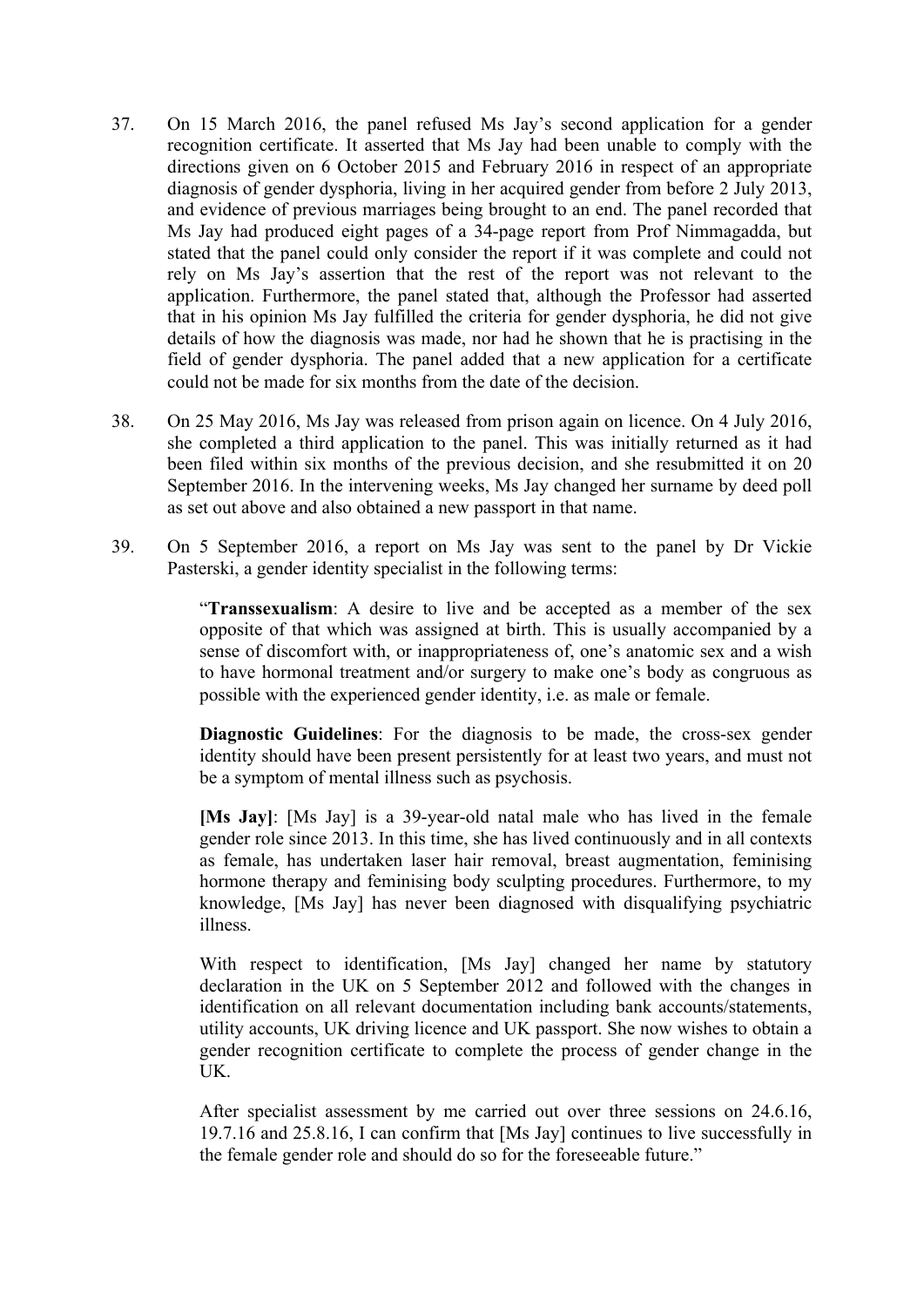37. On 15 March 2016, the panel refused Ms Jay's second application for a gender recognition certificate. It asserted that Ms Jay had been unable to comply with the directions given on 6 October 2015 and February 2016 in respect of an appropriate diagnosis of gender dysphoria, living in her acquired gender from before 2 July 2013, and evidence of previous marriages being brought to an end. The panel recorded that Ms Jay had produced eight pages of a 34-page report from Prof Nimmagadda, but stated that the panel could only consider the report if it was complete and could not rely on Ms Jay's assertion that the rest of the report was not relevant to the application. Furthermore, the panel stated that, although the Professor had asserted that in his opinion Ms Jay fulfilled the criteria for gender dysphoria, he did not give details of how the diagnosis was made, nor had he shown that he is practising in the field of gender dysphoria. The panel added that a new application for a certificate could not be made for six months from the date of the decision.

38. On 25 May 2016, Ms Jay was released from prison again on licence. On 4 July 2016, she completed a third application to the panel. This was initially returned as it had been filed within six months of the previous decision, and she resubmitted it on 20 September 2016. In the intervening weeks, Ms Jay changed her surname by deed poll as set out above and also obtained a new passport in that name.

39. On 5 September 2016, a report on Ms Jay was sent to the panel by Dr Vickie Pasterski, a gender identity specialist in the following terms:

> "**Transsexualism**: A desire to live and be accepted as a member of the sex opposite of that which was assigned at birth. This is usually accompanied by a sense of discomfort with, or inappropriateness of, one's anatomic sex and a wish to have hormonal treatment and/or surgery to make one's body as congruous as possible with the experienced gender identity, i.e. as male or female.
>
> **Diagnostic Guidelines**: For the diagnosis to be made, the cross-sex gender identity should have been present persistently for at least two years, and must not be a symptom of mental illness such as psychosis.
>
> **[Ms Jay]**: [Ms Jay] is a 39-year-old natal male who has lived in the female gender role since 2013. In this time, she has lived continuously and in all contexts as female, has undertaken laser hair removal, breast augmentation, feminising hormone therapy and feminising body sculpting procedures. Furthermore, to my knowledge, [Ms Jay] has never been diagnosed with disqualifying psychiatric illness.
>
> With respect to identification, [Ms Jay] changed her name by statutory declaration in the UK on 5 September 2012 and followed with the changes in identification on all relevant documentation including bank accounts/statements, utility accounts, UK driving licence and UK passport. She now wishes to obtain a gender recognition certificate to complete the process of gender change in the UK.
>
> After specialist assessment by me carried out over three sessions on 24.6.16, 19.7.16 and 25.8.16, I can confirm that [Ms Jay] continues to live successfully in the female gender role and should do so for the foreseeable future."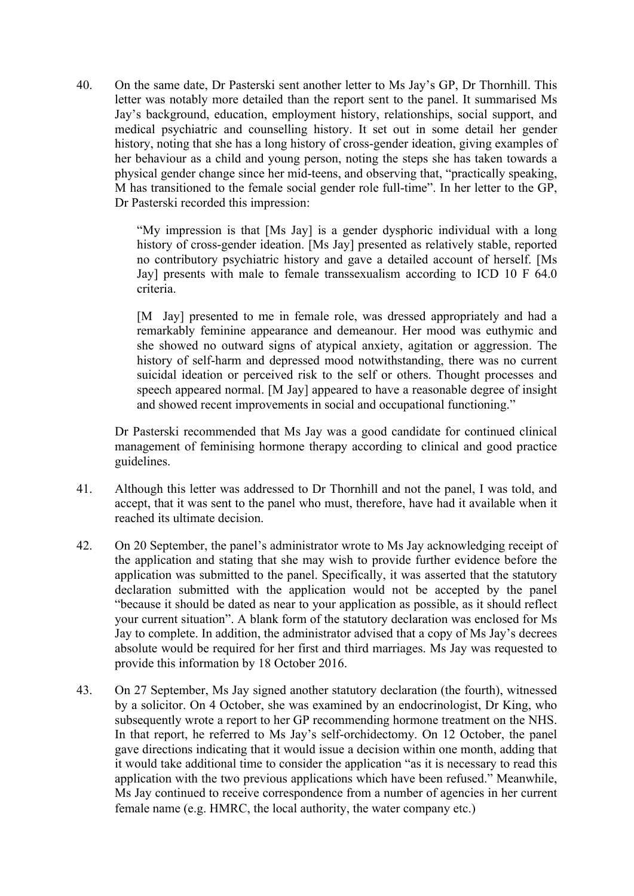40. On the same date, Dr Pasterski sent another letter to Ms Jay's GP, Dr Thornhill. This letter was notably more detailed than the report sent to the panel. It summarised Ms Jay's background, education, employment history, relationships, social support, and medical psychiatric and counselling history. It set out in some detail her gender history, noting that she has a long history of cross-gender ideation, giving examples of her behaviour as a child and young person, noting the steps she has taken towards a physical gender change since her mid-teens, and observing that, "practically speaking, M has transitioned to the female social gender role full-time". In her letter to the GP, Dr Pasterski recorded this impression:

> "My impression is that [Ms Jay] is a gender dysphoric individual with a long history of cross-gender ideation. [Ms Jay] presented as relatively stable, reported no contributory psychiatric history and gave a detailed account of herself. [Ms Jay] presents with male to female transsexualism according to ICD 10 F 64.0 criteria.
>
> [M Jay] presented to me in female role, was dressed appropriately and had a remarkably feminine appearance and demeanour. Her mood was euthymic and she showed no outward signs of atypical anxiety, agitation or aggression. The history of self-harm and depressed mood notwithstanding, there was no current suicidal ideation or perceived risk to the self or others. Thought processes and speech appeared normal. [M Jay] appeared to have a reasonable degree of insight and showed recent improvements in social and occupational functioning."

Dr Pasterski recommended that Ms Jay was a good candidate for continued clinical management of feminising hormone therapy according to clinical and good practice guidelines.

41. Although this letter was addressed to Dr Thornhill and not the panel, I was told, and accept, that it was sent to the panel who must, therefore, have had it available when it reached its ultimate decision.

42. On 20 September, the panel's administrator wrote to Ms Jay acknowledging receipt of the application and stating that she may wish to provide further evidence before the application was submitted to the panel. Specifically, it was asserted that the statutory declaration submitted with the application would not be accepted by the panel "because it should be dated as near to your application as possible, as it should reflect your current situation". A blank form of the statutory declaration was enclosed for Ms Jay to complete. In addition, the administrator advised that a copy of Ms Jay's decrees absolute would be required for her first and third marriages. Ms Jay was requested to provide this information by 18 October 2016.

43. On 27 September, Ms Jay signed another statutory declaration (the fourth), witnessed by a solicitor. On 4 October, she was examined by an endocrinologist, Dr King, who subsequently wrote a report to her GP recommending hormone treatment on the NHS. In that report, he referred to Ms Jay's self-orchidectomy. On 12 October, the panel gave directions indicating that it would issue a decision within one month, adding that it would take additional time to consider the application "as it is necessary to read this application with the two previous applications which have been refused." Meanwhile, Ms Jay continued to receive correspondence from a number of agencies in her current female name (e.g. HMRC, the local authority, the water company etc.)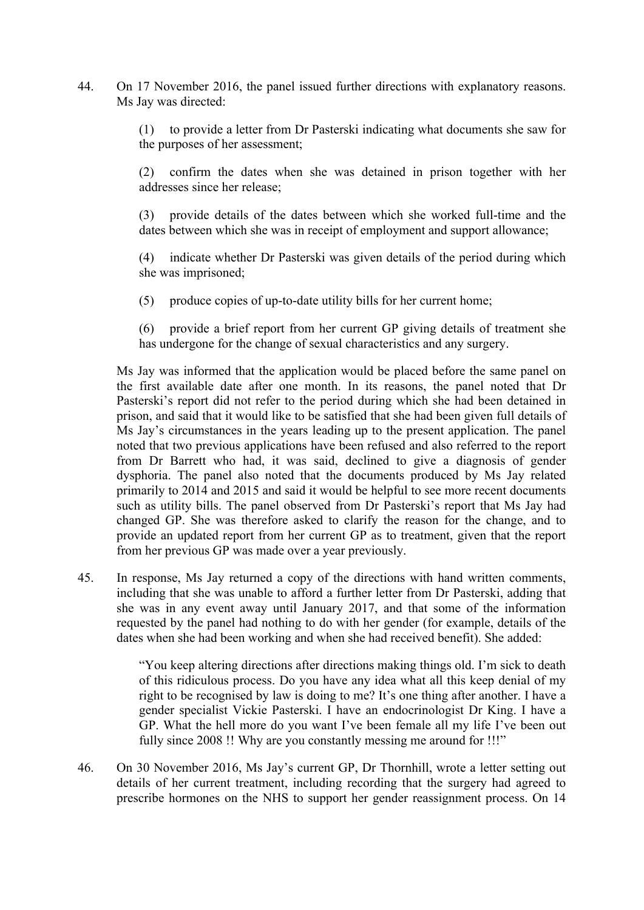44. On 17 November 2016, the panel issued further directions with explanatory reasons. Ms Jay was directed:

    (1) to provide a letter from Dr Pasterski indicating what documents she saw for the purposes of her assessment;

    (2) confirm the dates when she was detained in prison together with her addresses since her release;

    (3) provide details of the dates between which she worked full-time and the dates between which she was in receipt of employment and support allowance;

    (4) indicate whether Dr Pasterski was given details of the period during which she was imprisoned;

    (5) produce copies of up-to-date utility bills for her current home;

    (6) provide a brief report from her current GP giving details of treatment she has undergone for the change of sexual characteristics and any surgery.

    Ms Jay was informed that the application would be placed before the same panel on the first available date after one month. In its reasons, the panel noted that Dr Pasterski's report did not refer to the period during which she had been detained in prison, and said that it would like to be satisfied that she had been given full details of Ms Jay's circumstances in the years leading up to the present application. The panel noted that two previous applications have been refused and also referred to the report from Dr Barrett who had, it was said, declined to give a diagnosis of gender dysphoria. The panel also noted that the documents produced by Ms Jay related primarily to 2014 and 2015 and said it would be helpful to see more recent documents such as utility bills. The panel observed from Dr Pasterski's report that Ms Jay had changed GP. She was therefore asked to clarify the reason for the change, and to provide an updated report from her current GP as to treatment, given that the report from her previous GP was made over a year previously.

45. In response, Ms Jay returned a copy of the directions with hand written comments, including that she was unable to afford a further letter from Dr Pasterski, adding that she was in any event away until January 2017, and that some of the information requested by the panel had nothing to do with her gender (for example, details of the dates when she had been working and when she had received benefit). She added:

    > "You keep altering directions after directions making things old. I'm sick to death of this ridiculous process. Do you have any idea what all this keep denial of my right to be recognised by law is doing to me? It's one thing after another. I have a gender specialist Vickie Pasterski. I have an endocrinologist Dr King. I have a GP. What the hell more do you want I've been female all my life I've been out fully since 2008 !! Why are you constantly messing me around for !!!"

46. On 30 November 2016, Ms Jay's current GP, Dr Thornhill, wrote a letter setting out details of her current treatment, including recording that the surgery had agreed to prescribe hormones on the NHS to support her gender reassignment process. On 14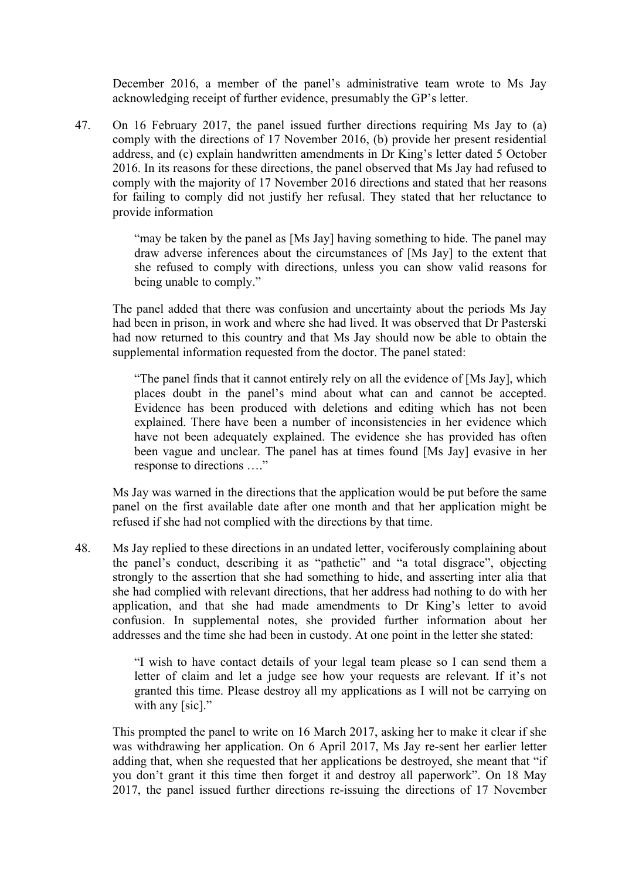December 2016, a member of the panel's administrative team wrote to Ms Jay acknowledging receipt of further evidence, presumably the GP's letter.

47. On 16 February 2017, the panel issued further directions requiring Ms Jay to (a) comply with the directions of 17 November 2016, (b) provide her present residential address, and (c) explain handwritten amendments in Dr King's letter dated 5 October 2016. In its reasons for these directions, the panel observed that Ms Jay had refused to comply with the majority of 17 November 2016 directions and stated that her reasons for failing to comply did not justify her refusal. They stated that her reluctance to provide information

> "may be taken by the panel as [Ms Jay] having something to hide. The panel may draw adverse inferences about the circumstances of [Ms Jay] to the extent that she refused to comply with directions, unless you can show valid reasons for being unable to comply."

The panel added that there was confusion and uncertainty about the periods Ms Jay had been in prison, in work and where she had lived. It was observed that Dr Pasterski had now returned to this country and that Ms Jay should now be able to obtain the supplemental information requested from the doctor. The panel stated:

> "The panel finds that it cannot entirely rely on all the evidence of [Ms Jay], which places doubt in the panel's mind about what can and cannot be accepted. Evidence has been produced with deletions and editing which has not been explained. There have been a number of inconsistencies in her evidence which have not been adequately explained. The evidence she has provided has often been vague and unclear. The panel has at times found [Ms Jay] evasive in her response to directions …."

Ms Jay was warned in the directions that the application would be put before the same panel on the first available date after one month and that her application might be refused if she had not complied with the directions by that time.

48. Ms Jay replied to these directions in an undated letter, vociferously complaining about the panel's conduct, describing it as "pathetic" and "a total disgrace", objecting strongly to the assertion that she had something to hide, and asserting inter alia that she had complied with relevant directions, that her address had nothing to do with her application, and that she had made amendments to Dr King's letter to avoid confusion. In supplemental notes, she provided further information about her addresses and the time she had been in custody. At one point in the letter she stated:

> "I wish to have contact details of your legal team please so I can send them a letter of claim and let a judge see how your requests are relevant. If it's not granted this time. Please destroy all my applications as I will not be carrying on with any [sic]."

This prompted the panel to write on 16 March 2017, asking her to make it clear if she was withdrawing her application. On 6 April 2017, Ms Jay re-sent her earlier letter adding that, when she requested that her applications be destroyed, she meant that "if you don't grant it this time then forget it and destroy all paperwork". On 18 May 2017, the panel issued further directions re-issuing the directions of 17 November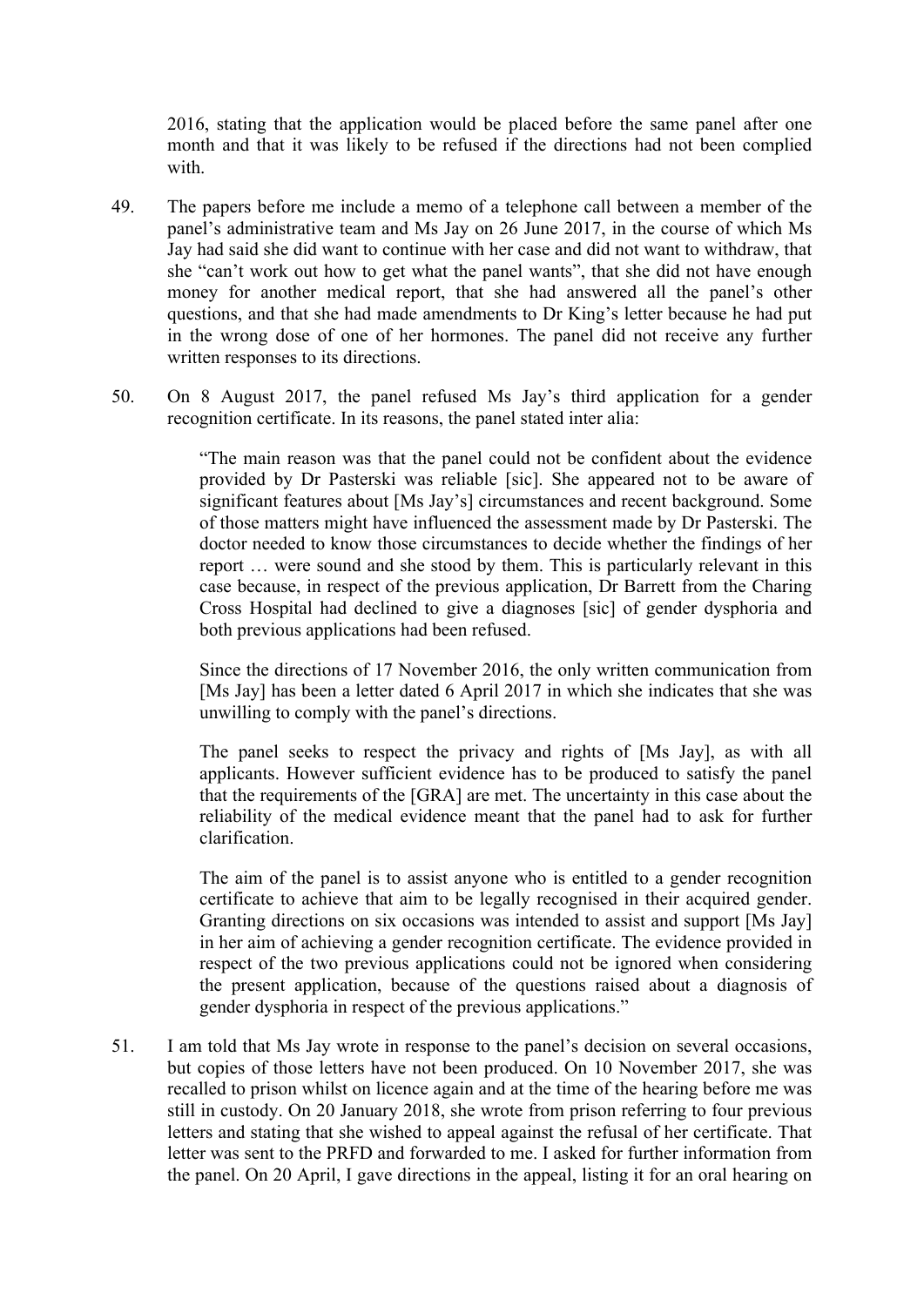2016, stating that the application would be placed before the same panel after one month and that it was likely to be refused if the directions had not been complied with.

49. The papers before me include a memo of a telephone call between a member of the panel's administrative team and Ms Jay on 26 June 2017, in the course of which Ms Jay had said she did want to continue with her case and did not want to withdraw, that she "can't work out how to get what the panel wants", that she did not have enough money for another medical report, that she had answered all the panel's other questions, and that she had made amendments to Dr King's letter because he had put in the wrong dose of one of her hormones. The panel did not receive any further written responses to its directions.

50. On 8 August 2017, the panel refused Ms Jay's third application for a gender recognition certificate. In its reasons, the panel stated inter alia:

> "The main reason was that the panel could not be confident about the evidence provided by Dr Pasterski was reliable [sic]. She appeared not to be aware of significant features about [Ms Jay's] circumstances and recent background. Some of those matters might have influenced the assessment made by Dr Pasterski. The doctor needed to know those circumstances to decide whether the findings of her report … were sound and she stood by them. This is particularly relevant in this case because, in respect of the previous application, Dr Barrett from the Charing Cross Hospital had declined to give a diagnoses [sic] of gender dysphoria and both previous applications had been refused.
>
> Since the directions of 17 November 2016, the only written communication from [Ms Jay] has been a letter dated 6 April 2017 in which she indicates that she was unwilling to comply with the panel's directions.
>
> The panel seeks to respect the privacy and rights of [Ms Jay], as with all applicants. However sufficient evidence has to be produced to satisfy the panel that the requirements of the [GRA] are met. The uncertainty in this case about the reliability of the medical evidence meant that the panel had to ask for further clarification.
>
> The aim of the panel is to assist anyone who is entitled to a gender recognition certificate to achieve that aim to be legally recognised in their acquired gender. Granting directions on six occasions was intended to assist and support [Ms Jay] in her aim of achieving a gender recognition certificate. The evidence provided in respect of the two previous applications could not be ignored when considering the present application, because of the questions raised about a diagnosis of gender dysphoria in respect of the previous applications."

51. I am told that Ms Jay wrote in response to the panel's decision on several occasions, but copies of those letters have not been produced. On 10 November 2017, she was recalled to prison whilst on licence again and at the time of the hearing before me was still in custody. On 20 January 2018, she wrote from prison referring to four previous letters and stating that she wished to appeal against the refusal of her certificate. That letter was sent to the PRFD and forwarded to me. I asked for further information from the panel. On 20 April, I gave directions in the appeal, listing it for an oral hearing on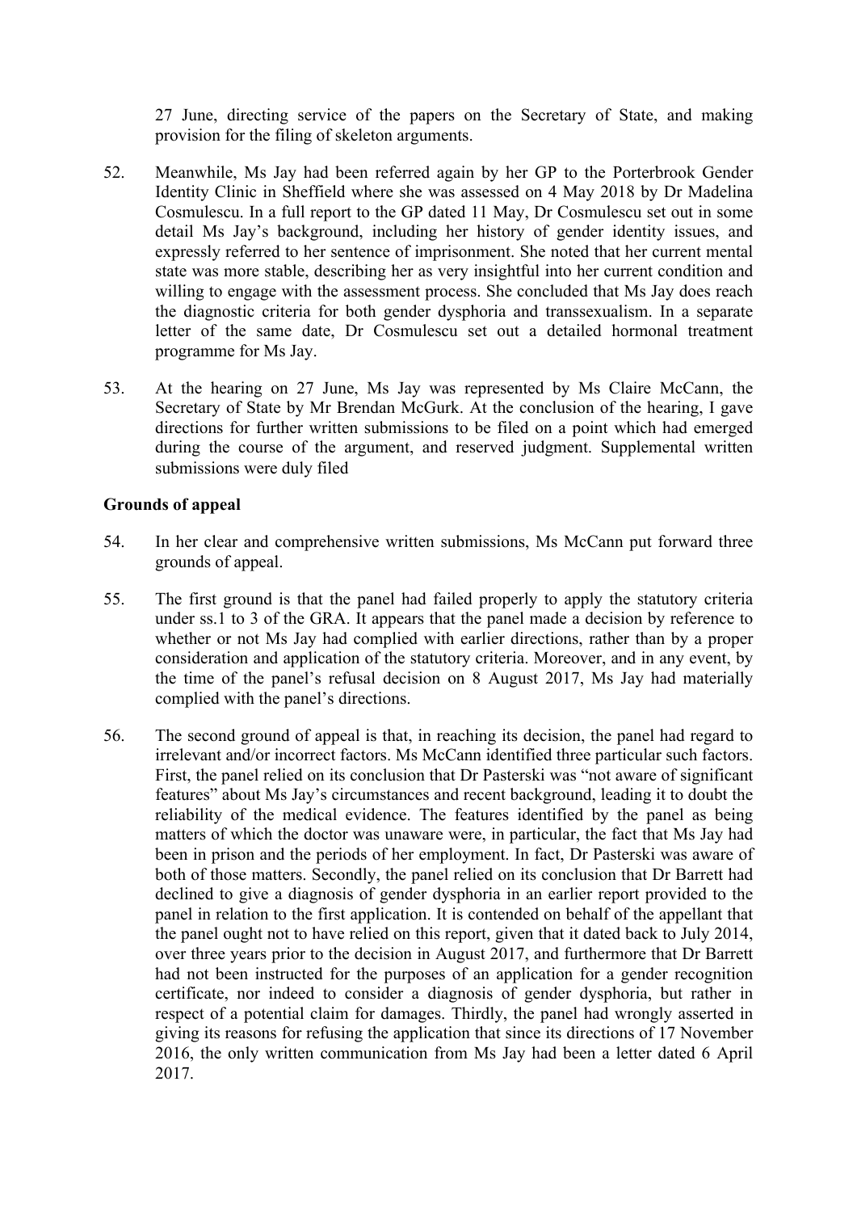27 June, directing service of the papers on the Secretary of State, and making provision for the filing of skeleton arguments.

52. Meanwhile, Ms Jay had been referred again by her GP to the Porterbrook Gender Identity Clinic in Sheffield where she was assessed on 4 May 2018 by Dr Madelina Cosmulescu. In a full report to the GP dated 11 May, Dr Cosmulescu set out in some detail Ms Jay's background, including her history of gender identity issues, and expressly referred to her sentence of imprisonment. She noted that her current mental state was more stable, describing her as very insightful into her current condition and willing to engage with the assessment process. She concluded that Ms Jay does reach the diagnostic criteria for both gender dysphoria and transsexualism. In a separate letter of the same date, Dr Cosmulescu set out a detailed hormonal treatment programme for Ms Jay.

53. At the hearing on 27 June, Ms Jay was represented by Ms Claire McCann, the Secretary of State by Mr Brendan McGurk. At the conclusion of the hearing, I gave directions for further written submissions to be filed on a point which had emerged during the course of the argument, and reserved judgment. Supplemental written submissions were duly filed

**Grounds of appeal**

54. In her clear and comprehensive written submissions, Ms McCann put forward three grounds of appeal.

55. The first ground is that the panel had failed properly to apply the statutory criteria under ss.1 to 3 of the GRA. It appears that the panel made a decision by reference to whether or not Ms Jay had complied with earlier directions, rather than by a proper consideration and application of the statutory criteria. Moreover, and in any event, by the time of the panel's refusal decision on 8 August 2017, Ms Jay had materially complied with the panel's directions.

56. The second ground of appeal is that, in reaching its decision, the panel had regard to irrelevant and/or incorrect factors. Ms McCann identified three particular such factors. First, the panel relied on its conclusion that Dr Pasterski was "not aware of significant features" about Ms Jay's circumstances and recent background, leading it to doubt the reliability of the medical evidence. The features identified by the panel as being matters of which the doctor was unaware were, in particular, the fact that Ms Jay had been in prison and the periods of her employment. In fact, Dr Pasterski was aware of both of those matters. Secondly, the panel relied on its conclusion that Dr Barrett had declined to give a diagnosis of gender dysphoria in an earlier report provided to the panel in relation to the first application. It is contended on behalf of the appellant that the panel ought not to have relied on this report, given that it dated back to July 2014, over three years prior to the decision in August 2017, and furthermore that Dr Barrett had not been instructed for the purposes of an application for a gender recognition certificate, nor indeed to consider a diagnosis of gender dysphoria, but rather in respect of a potential claim for damages. Thirdly, the panel had wrongly asserted in giving its reasons for refusing the application that since its directions of 17 November 2016, the only written communication from Ms Jay had been a letter dated 6 April 2017.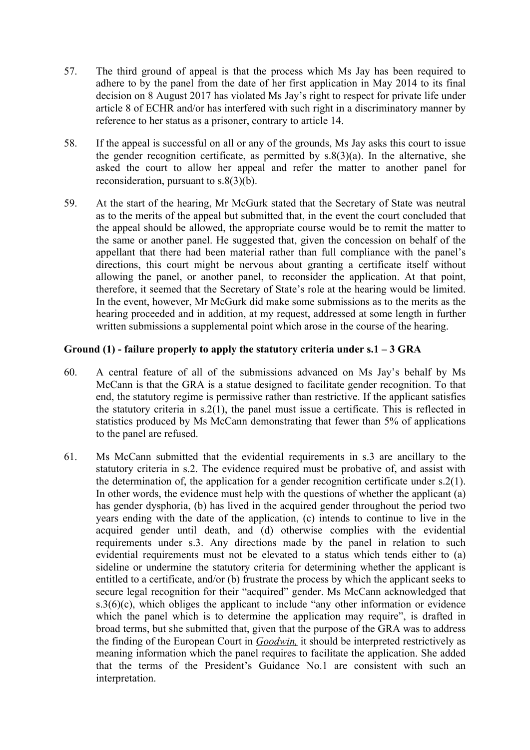57. The third ground of appeal is that the process which Ms Jay has been required to adhere to by the panel from the date of her first application in May 2014 to its final decision on 8 August 2017 has violated Ms Jay's right to respect for private life under article 8 of ECHR and/or has interfered with such right in a discriminatory manner by reference to her status as a prisoner, contrary to article 14.

58. If the appeal is successful on all or any of the grounds, Ms Jay asks this court to issue the gender recognition certificate, as permitted by s.8(3)(a). In the alternative, she asked the court to allow her appeal and refer the matter to another panel for reconsideration, pursuant to s.8(3)(b).

59. At the start of the hearing, Mr McGurk stated that the Secretary of State was neutral as to the merits of the appeal but submitted that, in the event the court concluded that the appeal should be allowed, the appropriate course would be to remit the matter to the same or another panel. He suggested that, given the concession on behalf of the appellant that there had been material rather than full compliance with the panel's directions, this court might be nervous about granting a certificate itself without allowing the panel, or another panel, to reconsider the application. At that point, therefore, it seemed that the Secretary of State's role at the hearing would be limited. In the event, however, Mr McGurk did make some submissions as to the merits as the hearing proceeded and in addition, at my request, addressed at some length in further written submissions a supplemental point which arose in the course of the hearing.

**Ground (1) - failure properly to apply the statutory criteria under s.1 – 3 GRA**

60. A central feature of all of the submissions advanced on Ms Jay's behalf by Ms McCann is that the GRA is a statue designed to facilitate gender recognition. To that end, the statutory regime is permissive rather than restrictive. If the applicant satisfies the statutory criteria in s.2(1), the panel must issue a certificate. This is reflected in statistics produced by Ms McCann demonstrating that fewer than 5% of applications to the panel are refused.

61. Ms McCann submitted that the evidential requirements in s.3 are ancillary to the statutory criteria in s.2. The evidence required must be probative of, and assist with the determination of, the application for a gender recognition certificate under s.2(1). In other words, the evidence must help with the questions of whether the applicant (a) has gender dysphoria, (b) has lived in the acquired gender throughout the period two years ending with the date of the application, (c) intends to continue to live in the acquired gender until death, and (d) otherwise complies with the evidential requirements under s.3. Any directions made by the panel in relation to such evidential requirements must not be elevated to a status which tends either to (a) sideline or undermine the statutory criteria for determining whether the applicant is entitled to a certificate, and/or (b) frustrate the process by which the applicant seeks to secure legal recognition for their "acquired" gender. Ms McCann acknowledged that s.3(6)(c), which obliges the applicant to include "any other information or evidence which the panel which is to determine the application may require", is drafted in broad terms, but she submitted that, given that the purpose of the GRA was to address the finding of the European Court in ***Goodwin,*** it should be interpreted restrictively as meaning information which the panel requires to facilitate the application. She added that the terms of the President's Guidance No.1 are consistent with such an interpretation.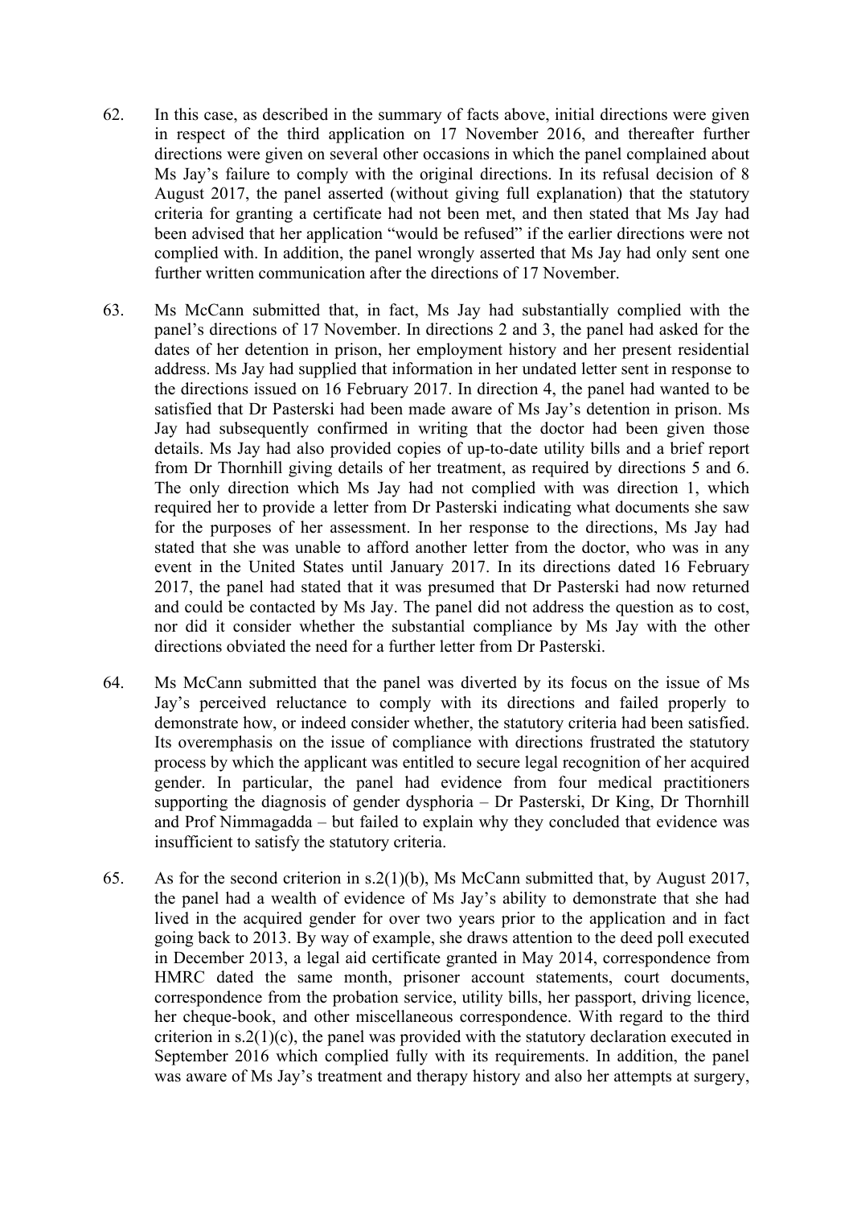62. In this case, as described in the summary of facts above, initial directions were given in respect of the third application on 17 November 2016, and thereafter further directions were given on several other occasions in which the panel complained about Ms Jay's failure to comply with the original directions. In its refusal decision of 8 August 2017, the panel asserted (without giving full explanation) that the statutory criteria for granting a certificate had not been met, and then stated that Ms Jay had been advised that her application "would be refused" if the earlier directions were not complied with. In addition, the panel wrongly asserted that Ms Jay had only sent one further written communication after the directions of 17 November.

63. Ms McCann submitted that, in fact, Ms Jay had substantially complied with the panel's directions of 17 November. In directions 2 and 3, the panel had asked for the dates of her detention in prison, her employment history and her present residential address. Ms Jay had supplied that information in her undated letter sent in response to the directions issued on 16 February 2017. In direction 4, the panel had wanted to be satisfied that Dr Pasterski had been made aware of Ms Jay's detention in prison. Ms Jay had subsequently confirmed in writing that the doctor had been given those details. Ms Jay had also provided copies of up-to-date utility bills and a brief report from Dr Thornhill giving details of her treatment, as required by directions 5 and 6. The only direction which Ms Jay had not complied with was direction 1, which required her to provide a letter from Dr Pasterski indicating what documents she saw for the purposes of her assessment. In her response to the directions, Ms Jay had stated that she was unable to afford another letter from the doctor, who was in any event in the United States until January 2017. In its directions dated 16 February 2017, the panel had stated that it was presumed that Dr Pasterski had now returned and could be contacted by Ms Jay. The panel did not address the question as to cost, nor did it consider whether the substantial compliance by Ms Jay with the other directions obviated the need for a further letter from Dr Pasterski.

64. Ms McCann submitted that the panel was diverted by its focus on the issue of Ms Jay's perceived reluctance to comply with its directions and failed properly to demonstrate how, or indeed consider whether, the statutory criteria had been satisfied. Its overemphasis on the issue of compliance with directions frustrated the statutory process by which the applicant was entitled to secure legal recognition of her acquired gender. In particular, the panel had evidence from four medical practitioners supporting the diagnosis of gender dysphoria – Dr Pasterski, Dr King, Dr Thornhill and Prof Nimmagadda – but failed to explain why they concluded that evidence was insufficient to satisfy the statutory criteria.

65. As for the second criterion in s.2(1)(b), Ms McCann submitted that, by August 2017, the panel had a wealth of evidence of Ms Jay's ability to demonstrate that she had lived in the acquired gender for over two years prior to the application and in fact going back to 2013. By way of example, she draws attention to the deed poll executed in December 2013, a legal aid certificate granted in May 2014, correspondence from HMRC dated the same month, prisoner account statements, court documents, correspondence from the probation service, utility bills, her passport, driving licence, her cheque-book, and other miscellaneous correspondence. With regard to the third criterion in s.2(1)(c), the panel was provided with the statutory declaration executed in September 2016 which complied fully with its requirements. In addition, the panel was aware of Ms Jay's treatment and therapy history and also her attempts at surgery,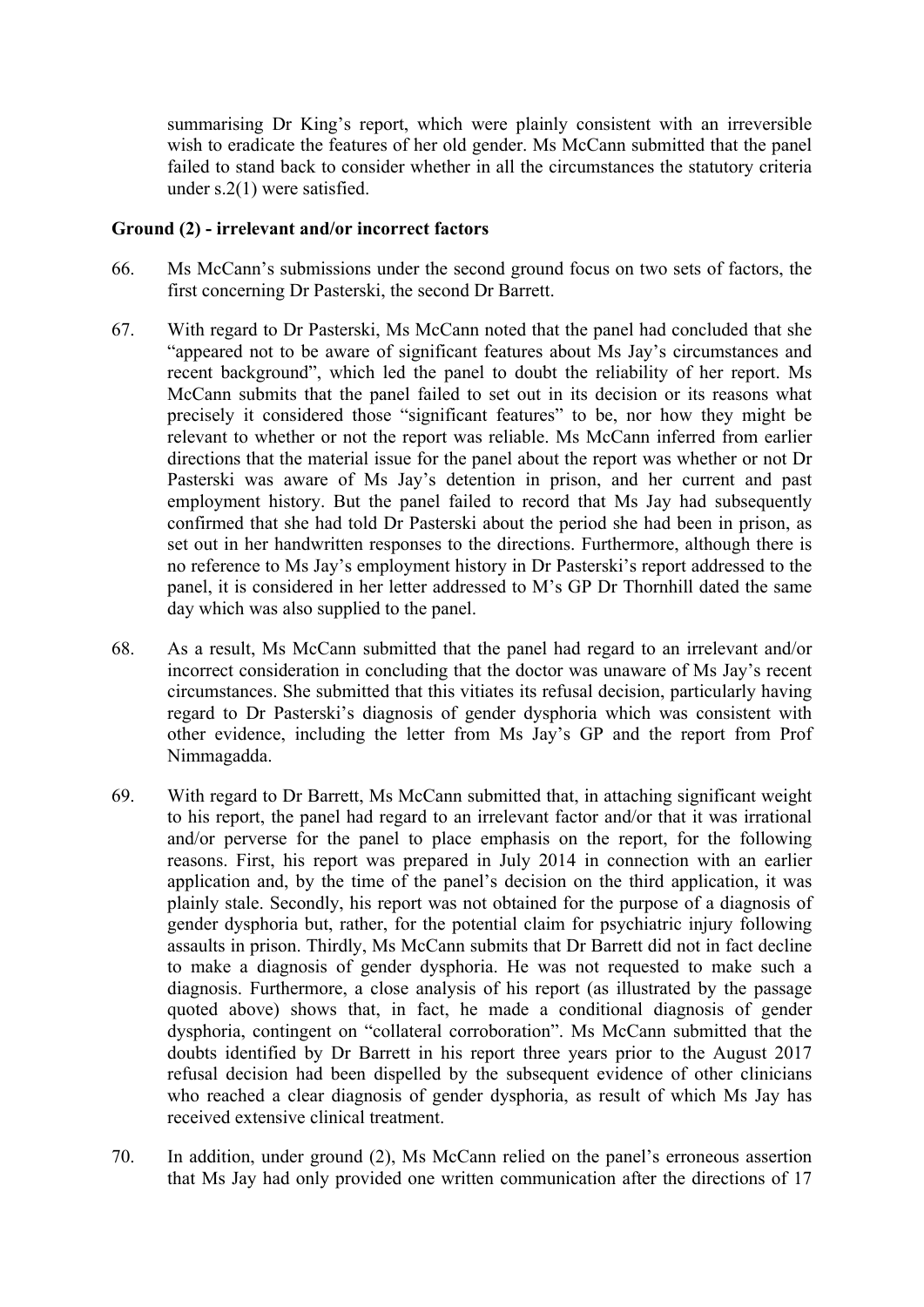summarising Dr King's report, which were plainly consistent with an irreversible wish to eradicate the features of her old gender. Ms McCann submitted that the panel failed to stand back to consider whether in all the circumstances the statutory criteria under s.2(1) were satisfied.

**Ground (2) - irrelevant and/or incorrect factors**

66. Ms McCann's submissions under the second ground focus on two sets of factors, the first concerning Dr Pasterski, the second Dr Barrett.

67. With regard to Dr Pasterski, Ms McCann noted that the panel had concluded that she "appeared not to be aware of significant features about Ms Jay's circumstances and recent background", which led the panel to doubt the reliability of her report. Ms McCann submits that the panel failed to set out in its decision or its reasons what precisely it considered those "significant features" to be, nor how they might be relevant to whether or not the report was reliable. Ms McCann inferred from earlier directions that the material issue for the panel about the report was whether or not Dr Pasterski was aware of Ms Jay's detention in prison, and her current and past employment history. But the panel failed to record that Ms Jay had subsequently confirmed that she had told Dr Pasterski about the period she had been in prison, as set out in her handwritten responses to the directions. Furthermore, although there is no reference to Ms Jay's employment history in Dr Pasterski's report addressed to the panel, it is considered in her letter addressed to M's GP Dr Thornhill dated the same day which was also supplied to the panel.

68. As a result, Ms McCann submitted that the panel had regard to an irrelevant and/or incorrect consideration in concluding that the doctor was unaware of Ms Jay's recent circumstances. She submitted that this vitiates its refusal decision, particularly having regard to Dr Pasterski's diagnosis of gender dysphoria which was consistent with other evidence, including the letter from Ms Jay's GP and the report from Prof Nimmagadda.

69. With regard to Dr Barrett, Ms McCann submitted that, in attaching significant weight to his report, the panel had regard to an irrelevant factor and/or that it was irrational and/or perverse for the panel to place emphasis on the report, for the following reasons. First, his report was prepared in July 2014 in connection with an earlier application and, by the time of the panel's decision on the third application, it was plainly stale. Secondly, his report was not obtained for the purpose of a diagnosis of gender dysphoria but, rather, for the potential claim for psychiatric injury following assaults in prison. Thirdly, Ms McCann submits that Dr Barrett did not in fact decline to make a diagnosis of gender dysphoria. He was not requested to make such a diagnosis. Furthermore, a close analysis of his report (as illustrated by the passage quoted above) shows that, in fact, he made a conditional diagnosis of gender dysphoria, contingent on "collateral corroboration". Ms McCann submitted that the doubts identified by Dr Barrett in his report three years prior to the August 2017 refusal decision had been dispelled by the subsequent evidence of other clinicians who reached a clear diagnosis of gender dysphoria, as result of which Ms Jay has received extensive clinical treatment.

70. In addition, under ground (2), Ms McCann relied on the panel's erroneous assertion that Ms Jay had only provided one written communication after the directions of 17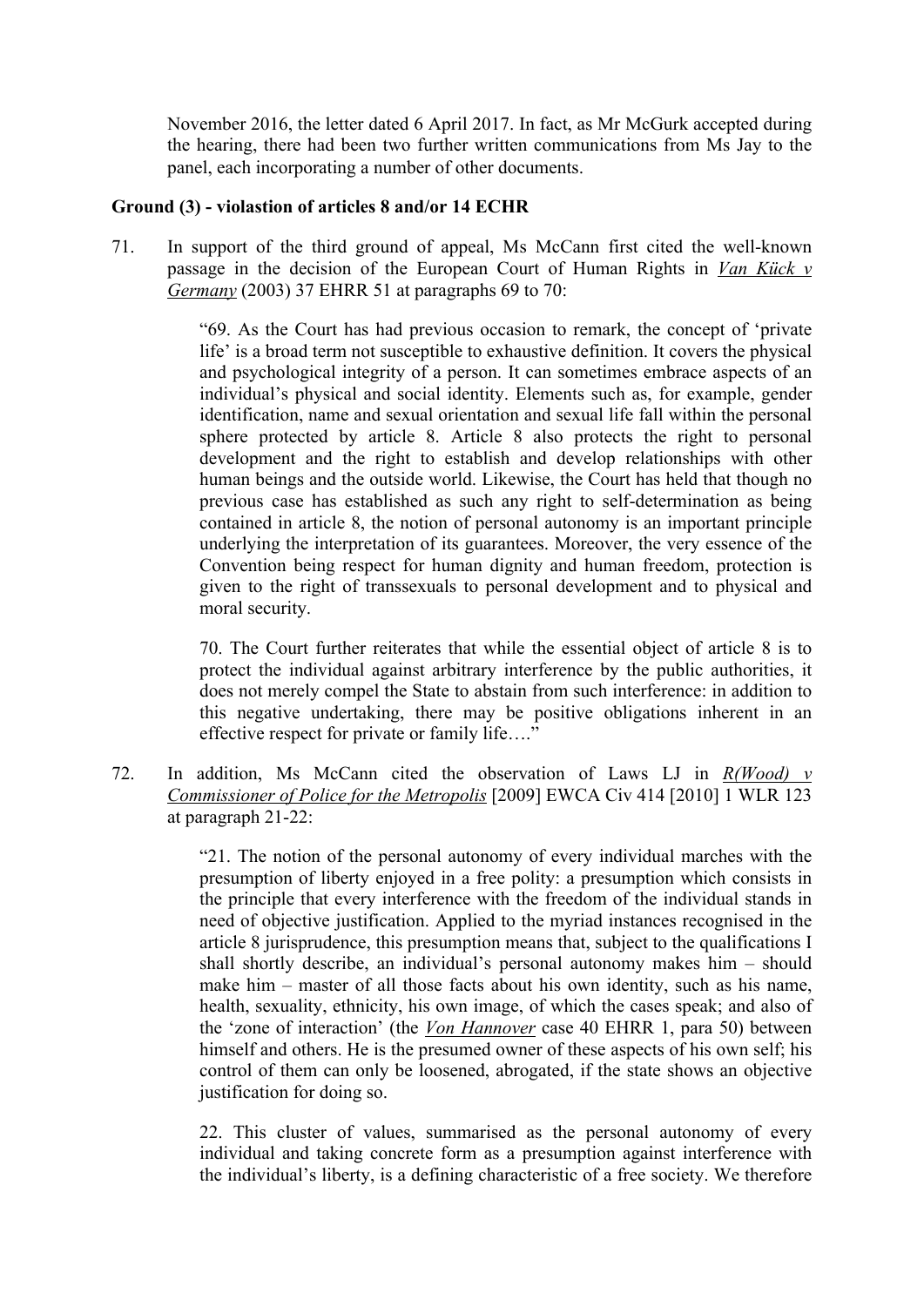November 2016, the letter dated 6 April 2017. In fact, as Mr McGurk accepted during the hearing, there had been two further written communications from Ms Jay to the panel, each incorporating a number of other documents.

**Ground (3) - violastion of articles 8 and/or 14 ECHR**

71. In support of the third ground of appeal, Ms McCann first cited the well-known passage in the decision of the European Court of Human Rights in *Van Kück v Germany* (2003) 37 EHRR 51 at paragraphs 69 to 70:

> "69. As the Court has had previous occasion to remark, the concept of 'private life' is a broad term not susceptible to exhaustive definition. It covers the physical and psychological integrity of a person. It can sometimes embrace aspects of an individual's physical and social identity. Elements such as, for example, gender identification, name and sexual orientation and sexual life fall within the personal sphere protected by article 8. Article 8 also protects the right to personal development and the right to establish and develop relationships with other human beings and the outside world. Likewise, the Court has held that though no previous case has established as such any right to self-determination as being contained in article 8, the notion of personal autonomy is an important principle underlying the interpretation of its guarantees. Moreover, the very essence of the Convention being respect for human dignity and human freedom, protection is given to the right of transsexuals to personal development and to physical and moral security.
>
> 70. The Court further reiterates that while the essential object of article 8 is to protect the individual against arbitrary interference by the public authorities, it does not merely compel the State to abstain from such interference: in addition to this negative undertaking, there may be positive obligations inherent in an effective respect for private or family life…."

72. In addition, Ms McCann cited the observation of Laws LJ in *R(Wood) v Commissioner of Police for the Metropolis* [2009] EWCA Civ 414 [2010] 1 WLR 123 at paragraph 21-22:

> "21. The notion of the personal autonomy of every individual marches with the presumption of liberty enjoyed in a free polity: a presumption which consists in the principle that every interference with the freedom of the individual stands in need of objective justification. Applied to the myriad instances recognised in the article 8 jurisprudence, this presumption means that, subject to the qualifications I shall shortly describe, an individual's personal autonomy makes him – should make him – master of all those facts about his own identity, such as his name, health, sexuality, ethnicity, his own image, of which the cases speak; and also of the 'zone of interaction' (the *Von Hannover* case 40 EHRR 1, para 50) between himself and others. He is the presumed owner of these aspects of his own self; his control of them can only be loosened, abrogated, if the state shows an objective justification for doing so.
>
> 22. This cluster of values, summarised as the personal autonomy of every individual and taking concrete form as a presumption against interference with the individual's liberty, is a defining characteristic of a free society. We therefore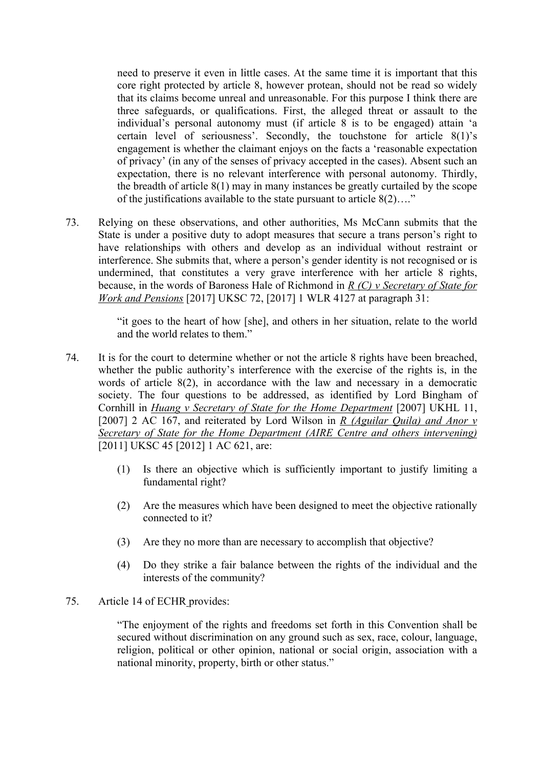> need to preserve it even in little cases. At the same time it is important that this core right protected by article 8, however protean, should not be read so widely that its claims become unreal and unreasonable. For this purpose I think there are three safeguards, or qualifications. First, the alleged threat or assault to the individual's personal autonomy must (if article 8 is to be engaged) attain 'a certain level of seriousness'. Secondly, the touchstone for article 8(1)'s engagement is whether the claimant enjoys on the facts a 'reasonable expectation of privacy' (in any of the senses of privacy accepted in the cases). Absent such an expectation, there is no relevant interference with personal autonomy. Thirdly, the breadth of article 8(1) may in many instances be greatly curtailed by the scope of the justifications available to the state pursuant to article 8(2)…."

73. Relying on these observations, and other authorities, Ms McCann submits that the State is under a positive duty to adopt measures that secure a trans person's right to have relationships with others and develop as an individual without restraint or interference. She submits that, where a person's gender identity is not recognised or is undermined, that constitutes a very grave interference with her article 8 rights, because, in the words of Baroness Hale of Richmond in *R (C) v Secretary of State for Work and Pensions* [2017] UKSC 72, [2017] 1 WLR 4127 at paragraph 31:

   > "it goes to the heart of how [she], and others in her situation, relate to the world and the world relates to them."

74. It is for the court to determine whether or not the article 8 rights have been breached, whether the public authority's interference with the exercise of the rights is, in the words of article 8(2), in accordance with the law and necessary in a democratic society. The four questions to be addressed, as identified by Lord Bingham of Cornhill in *Huang v Secretary of State for the Home Department* [2007] UKHL 11, [2007] 2 AC 167, and reiterated by Lord Wilson in *R (Aguilar Quila) and Anor v Secretary of State for the Home Department (AIRE Centre and others intervening)* [2011] UKSC 45 [2012] 1 AC 621, are:

   (1) Is there an objective which is sufficiently important to justify limiting a fundamental right?

   (2) Are the measures which have been designed to meet the objective rationally connected to it?

   (3) Are they no more than are necessary to accomplish that objective?

   (4) Do they strike a fair balance between the rights of the individual and the interests of the community?

75. Article 14 of ECHR provides:

   > "The enjoyment of the rights and freedoms set forth in this Convention shall be secured without discrimination on any ground such as sex, race, colour, language, religion, political or other opinion, national or social origin, association with a national minority, property, birth or other status."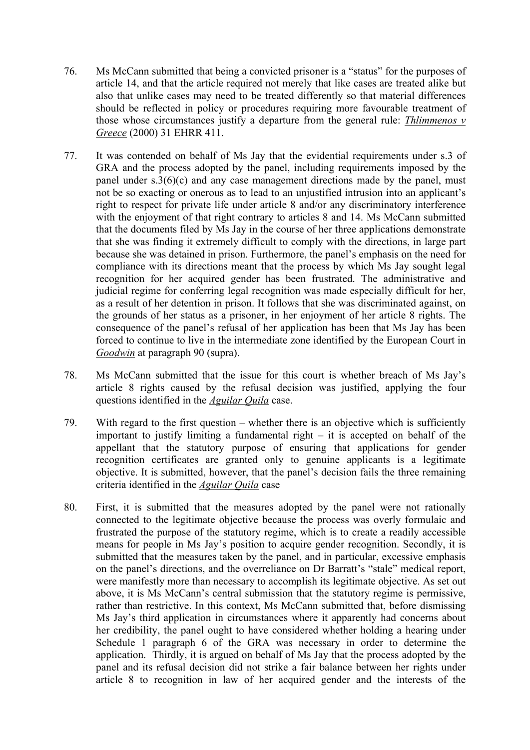76. Ms McCann submitted that being a convicted prisoner is a "status" for the purposes of article 14, and that the article required not merely that like cases are treated alike but also that unlike cases may need to be treated differently so that material differences should be reflected in policy or procedures requiring more favourable treatment of those whose circumstances justify a departure from the general rule: *Thlimmenos v Greece* (2000) 31 EHRR 411.

77. It was contended on behalf of Ms Jay that the evidential requirements under s.3 of GRA and the process adopted by the panel, including requirements imposed by the panel under s.3(6)(c) and any case management directions made by the panel, must not be so exacting or onerous as to lead to an unjustified intrusion into an applicant's right to respect for private life under article 8 and/or any discriminatory interference with the enjoyment of that right contrary to articles 8 and 14. Ms McCann submitted that the documents filed by Ms Jay in the course of her three applications demonstrate that she was finding it extremely difficult to comply with the directions, in large part because she was detained in prison. Furthermore, the panel's emphasis on the need for compliance with its directions meant that the process by which Ms Jay sought legal recognition for her acquired gender has been frustrated. The administrative and judicial regime for conferring legal recognition was made especially difficult for her, as a result of her detention in prison. It follows that she was discriminated against, on the grounds of her status as a prisoner, in her enjoyment of her article 8 rights. The consequence of the panel's refusal of her application has been that Ms Jay has been forced to continue to live in the intermediate zone identified by the European Court in *Goodwin* at paragraph 90 (supra).

78. Ms McCann submitted that the issue for this court is whether breach of Ms Jay's article 8 rights caused by the refusal decision was justified, applying the four questions identified in the *Aguilar Quila* case.

79. With regard to the first question – whether there is an objective which is sufficiently important to justify limiting a fundamental right – it is accepted on behalf of the appellant that the statutory purpose of ensuring that applications for gender recognition certificates are granted only to genuine applicants is a legitimate objective. It is submitted, however, that the panel's decision fails the three remaining criteria identified in the *Aguilar Quila* case

80. First, it is submitted that the measures adopted by the panel were not rationally connected to the legitimate objective because the process was overly formulaic and frustrated the purpose of the statutory regime, which is to create a readily accessible means for people in Ms Jay's position to acquire gender recognition. Secondly, it is submitted that the measures taken by the panel, and in particular, excessive emphasis on the panel's directions, and the overreliance on Dr Barratt's "stale" medical report, were manifestly more than necessary to accomplish its legitimate objective. As set out above, it is Ms McCann's central submission that the statutory regime is permissive, rather than restrictive. In this context, Ms McCann submitted that, before dismissing Ms Jay's third application in circumstances where it apparently had concerns about her credibility, the panel ought to have considered whether holding a hearing under Schedule 1 paragraph 6 of the GRA was necessary in order to determine the application. Thirdly, it is argued on behalf of Ms Jay that the process adopted by the panel and its refusal decision did not strike a fair balance between her rights under article 8 to recognition in law of her acquired gender and the interests of the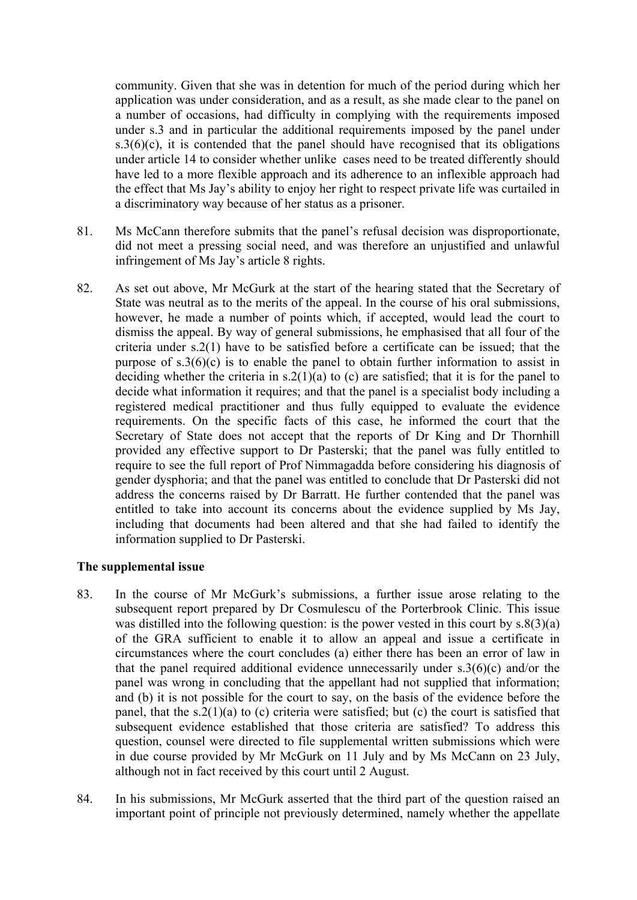community. Given that she was in detention for much of the period during which her application was under consideration, and as a result, as she made clear to the panel on a number of occasions, had difficulty in complying with the requirements imposed under s.3 and in particular the additional requirements imposed by the panel under s.3(6)(c), it is contended that the panel should have recognised that its obligations under article 14 to consider whether unlike cases need to be treated differently should have led to a more flexible approach and its adherence to an inflexible approach had the effect that Ms Jay's ability to enjoy her right to respect private life was curtailed in a discriminatory way because of her status as a prisoner.

81. Ms McCann therefore submits that the panel's refusal decision was disproportionate, did not meet a pressing social need, and was therefore an unjustified and unlawful infringement of Ms Jay's article 8 rights.

82. As set out above, Mr McGurk at the start of the hearing stated that the Secretary of State was neutral as to the merits of the appeal. In the course of his oral submissions, however, he made a number of points which, if accepted, would lead the court to dismiss the appeal. By way of general submissions, he emphasised that all four of the criteria under s.2(1) have to be satisfied before a certificate can be issued; that the purpose of s.3(6)(c) is to enable the panel to obtain further information to assist in deciding whether the criteria in s.2(1)(a) to (c) are satisfied; that it is for the panel to decide what information it requires; and that the panel is a specialist body including a registered medical practitioner and thus fully equipped to evaluate the evidence requirements. On the specific facts of this case, he informed the court that the Secretary of State does not accept that the reports of Dr King and Dr Thornhill provided any effective support to Dr Pasterski; that the panel was fully entitled to require to see the full report of Prof Nimmagadda before considering his diagnosis of gender dysphoria; and that the panel was entitled to conclude that Dr Pasterski did not address the concerns raised by Dr Barratt. He further contended that the panel was entitled to take into account its concerns about the evidence supplied by Ms Jay, including that documents had been altered and that she had failed to identify the information supplied to Dr Pasterski.

**The supplemental issue**

83. In the course of Mr McGurk's submissions, a further issue arose relating to the subsequent report prepared by Dr Cosmulescu of the Porterbrook Clinic. This issue was distilled into the following question: is the power vested in this court by s.8(3)(a) of the GRA sufficient to enable it to allow an appeal and issue a certificate in circumstances where the court concludes (a) either there has been an error of law in that the panel required additional evidence unnecessarily under s.3(6)(c) and/or the panel was wrong in concluding that the appellant had not supplied that information; and (b) it is not possible for the court to say, on the basis of the evidence before the panel, that the s.2(1)(a) to (c) criteria were satisfied; but (c) the court is satisfied that subsequent evidence established that those criteria are satisfied? To address this question, counsel were directed to file supplemental written submissions which were in due course provided by Mr McGurk on 11 July and by Ms McCann on 23 July, although not in fact received by this court until 2 August.

84. In his submissions, Mr McGurk asserted that the third part of the question raised an important point of principle not previously determined, namely whether the appellate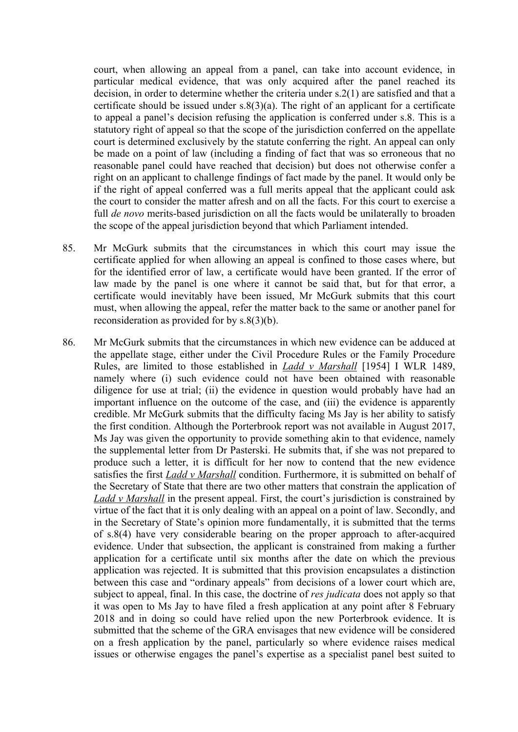court, when allowing an appeal from a panel, can take into account evidence, in particular medical evidence, that was only acquired after the panel reached its decision, in order to determine whether the criteria under s.2(1) are satisfied and that a certificate should be issued under s.8(3)(a). The right of an applicant for a certificate to appeal a panel's decision refusing the application is conferred under s.8. This is a statutory right of appeal so that the scope of the jurisdiction conferred on the appellate court is determined exclusively by the statute conferring the right. An appeal can only be made on a point of law (including a finding of fact that was so erroneous that no reasonable panel could have reached that decision) but does not otherwise confer a right on an applicant to challenge findings of fact made by the panel. It would only be if the right of appeal conferred was a full merits appeal that the applicant could ask the court to consider the matter afresh and on all the facts. For this court to exercise a full *de novo* merits-based jurisdiction on all the facts would be unilaterally to broaden the scope of the appeal jurisdiction beyond that which Parliament intended.

85. Mr McGurk submits that the circumstances in which this court may issue the certificate applied for when allowing an appeal is confined to those cases where, but for the identified error of law, a certificate would have been granted. If the error of law made by the panel is one where it cannot be said that, but for that error, a certificate would inevitably have been issued, Mr McGurk submits that this court must, when allowing the appeal, refer the matter back to the same or another panel for reconsideration as provided for by s.8(3)(b).

86. Mr McGurk submits that the circumstances in which new evidence can be adduced at the appellate stage, either under the Civil Procedure Rules or the Family Procedure Rules, are limited to those established in ***Ladd v Marshall*** [1954] I WLR 1489, namely where (i) such evidence could not have been obtained with reasonable diligence for use at trial; (ii) the evidence in question would probably have had an important influence on the outcome of the case, and (iii) the evidence is apparently credible. Mr McGurk submits that the difficulty facing Ms Jay is her ability to satisfy the first condition. Although the Porterbrook report was not available in August 2017, Ms Jay was given the opportunity to provide something akin to that evidence, namely the supplemental letter from Dr Pasterski. He submits that, if she was not prepared to produce such a letter, it is difficult for her now to contend that the new evidence satisfies the first ***Ladd v Marshall*** condition. Furthermore, it is submitted on behalf of the Secretary of State that there are two other matters that constrain the application of ***Ladd v Marshall*** in the present appeal. First, the court's jurisdiction is constrained by virtue of the fact that it is only dealing with an appeal on a point of law. Secondly, and in the Secretary of State's opinion more fundamentally, it is submitted that the terms of s.8(4) have very considerable bearing on the proper approach to after-acquired evidence. Under that subsection, the applicant is constrained from making a further application for a certificate until six months after the date on which the previous application was rejected. It is submitted that this provision encapsulates a distinction between this case and "ordinary appeals" from decisions of a lower court which are, subject to appeal, final. In this case, the doctrine of *res judicata* does not apply so that it was open to Ms Jay to have filed a fresh application at any point after 8 February 2018 and in doing so could have relied upon the new Porterbrook evidence. It is submitted that the scheme of the GRA envisages that new evidence will be considered on a fresh application by the panel, particularly so where evidence raises medical issues or otherwise engages the panel's expertise as a specialist panel best suited to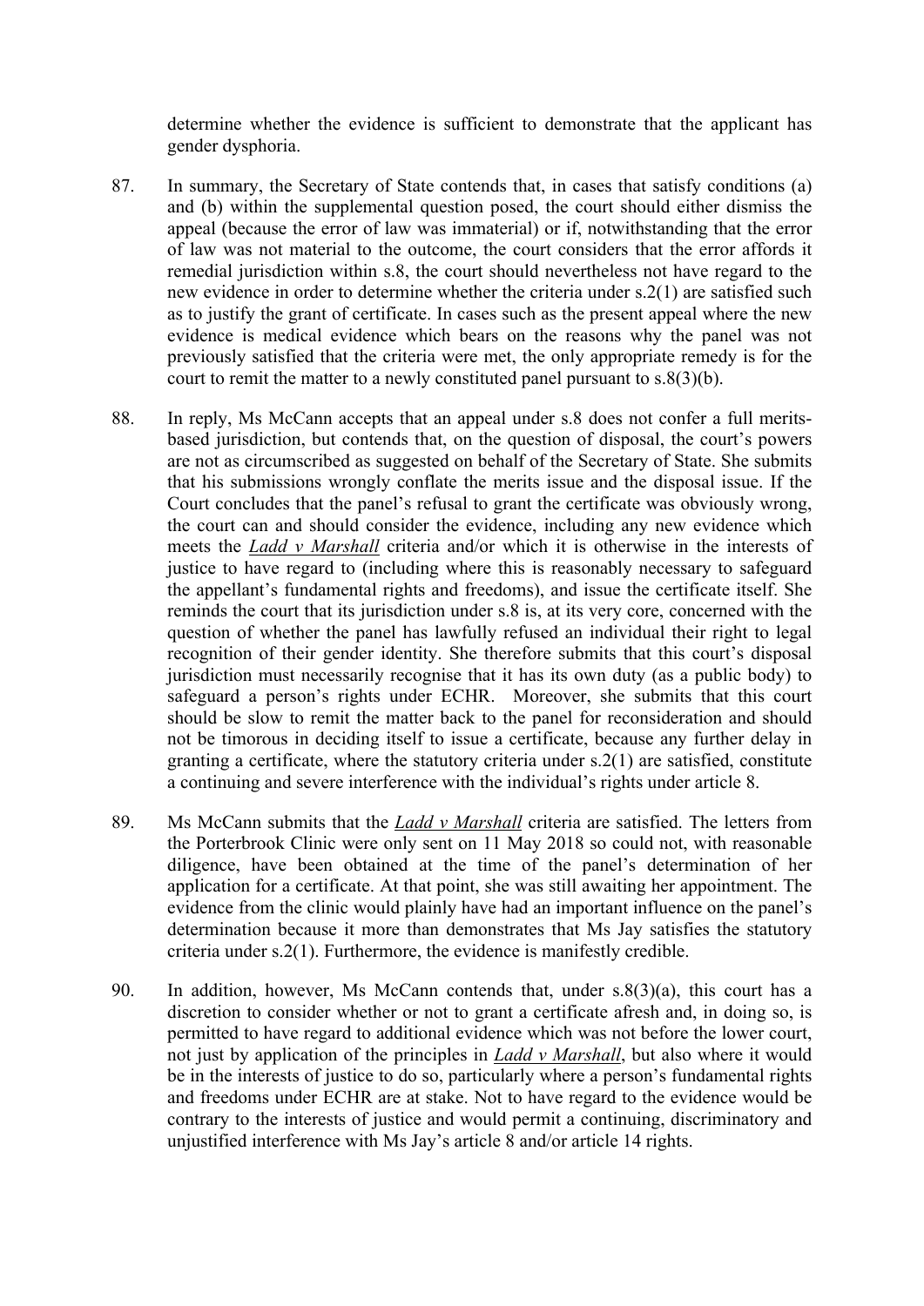determine whether the evidence is sufficient to demonstrate that the applicant has gender dysphoria.

87. In summary, the Secretary of State contends that, in cases that satisfy conditions (a) and (b) within the supplemental question posed, the court should either dismiss the appeal (because the error of law was immaterial) or if, notwithstanding that the error of law was not material to the outcome, the court considers that the error affords it remedial jurisdiction within s.8, the court should nevertheless not have regard to the new evidence in order to determine whether the criteria under s.2(1) are satisfied such as to justify the grant of certificate. In cases such as the present appeal where the new evidence is medical evidence which bears on the reasons why the panel was not previously satisfied that the criteria were met, the only appropriate remedy is for the court to remit the matter to a newly constituted panel pursuant to s.8(3)(b).

88. In reply, Ms McCann accepts that an appeal under s.8 does not confer a full merits-based jurisdiction, but contends that, on the question of disposal, the court's powers are not as circumscribed as suggested on behalf of the Secretary of State. She submits that his submissions wrongly conflate the merits issue and the disposal issue. If the Court concludes that the panel's refusal to grant the certificate was obviously wrong, the court can and should consider the evidence, including any new evidence which meets the ***Ladd v Marshall*** criteria and/or which it is otherwise in the interests of justice to have regard to (including where this is reasonably necessary to safeguard the appellant's fundamental rights and freedoms), and issue the certificate itself. She reminds the court that its jurisdiction under s.8 is, at its very core, concerned with the question of whether the panel has lawfully refused an individual their right to legal recognition of their gender identity. She therefore submits that this court's disposal jurisdiction must necessarily recognise that it has its own duty (as a public body) to safeguard a person's rights under ECHR. Moreover, she submits that this court should be slow to remit the matter back to the panel for reconsideration and should not be timorous in deciding itself to issue a certificate, because any further delay in granting a certificate, where the statutory criteria under s.2(1) are satisfied, constitute a continuing and severe interference with the individual's rights under article 8.

89. Ms McCann submits that the ***Ladd v Marshall*** criteria are satisfied. The letters from the Porterbrook Clinic were only sent on 11 May 2018 so could not, with reasonable diligence, have been obtained at the time of the panel's determination of her application for a certificate. At that point, she was still awaiting her appointment. The evidence from the clinic would plainly have had an important influence on the panel's determination because it more than demonstrates that Ms Jay satisfies the statutory criteria under s.2(1). Furthermore, the evidence is manifestly credible.

90. In addition, however, Ms McCann contends that, under s.8(3)(a), this court has a discretion to consider whether or not to grant a certificate afresh and, in doing so, is permitted to have regard to additional evidence which was not before the lower court, not just by application of the principles in ***Ladd v Marshall***, but also where it would be in the interests of justice to do so, particularly where a person's fundamental rights and freedoms under ECHR are at stake. Not to have regard to the evidence would be contrary to the interests of justice and would permit a continuing, discriminatory and unjustified interference with Ms Jay's article 8 and/or article 14 rights.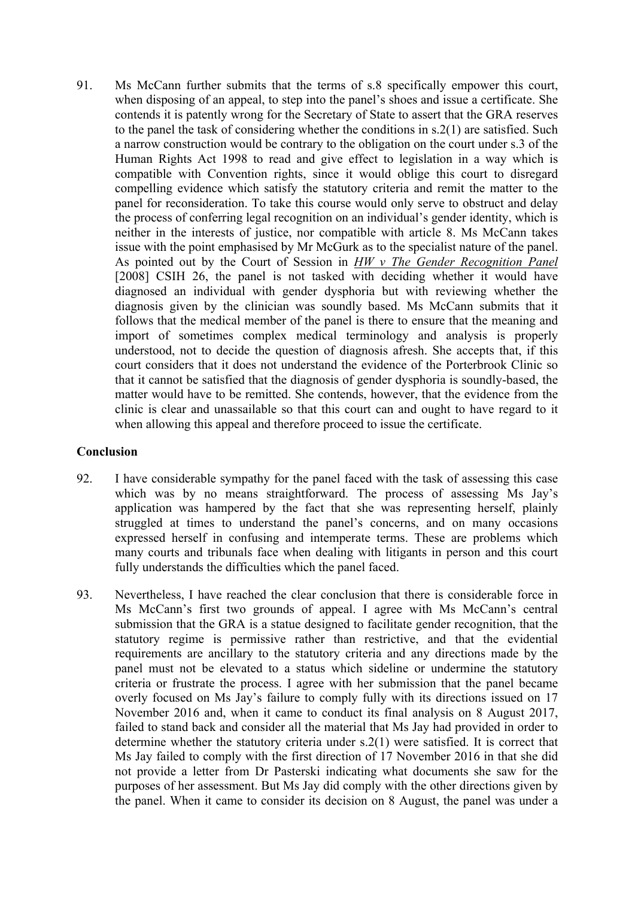91. Ms McCann further submits that the terms of s.8 specifically empower this court, when disposing of an appeal, to step into the panel's shoes and issue a certificate. She contends it is patently wrong for the Secretary of State to assert that the GRA reserves to the panel the task of considering whether the conditions in s.2(1) are satisfied. Such a narrow construction would be contrary to the obligation on the court under s.3 of the Human Rights Act 1998 to read and give effect to legislation in a way which is compatible with Convention rights, since it would oblige this court to disregard compelling evidence which satisfy the statutory criteria and remit the matter to the panel for reconsideration. To take this course would only serve to obstruct and delay the process of conferring legal recognition on an individual's gender identity, which is neither in the interests of justice, nor compatible with article 8. Ms McCann takes issue with the point emphasised by Mr McGurk as to the specialist nature of the panel. As pointed out by the Court of Session in *HW v The Gender Recognition Panel* [2008] CSIH 26, the panel is not tasked with deciding whether it would have diagnosed an individual with gender dysphoria but with reviewing whether the diagnosis given by the clinician was soundly based. Ms McCann submits that it follows that the medical member of the panel is there to ensure that the meaning and import of sometimes complex medical terminology and analysis is properly understood, not to decide the question of diagnosis afresh. She accepts that, if this court considers that it does not understand the evidence of the Porterbrook Clinic so that it cannot be satisfied that the diagnosis of gender dysphoria is soundly-based, the matter would have to be remitted. She contends, however, that the evidence from the clinic is clear and unassailable so that this court can and ought to have regard to it when allowing this appeal and therefore proceed to issue the certificate.

**Conclusion**

92. I have considerable sympathy for the panel faced with the task of assessing this case which was by no means straightforward. The process of assessing Ms Jay's application was hampered by the fact that she was representing herself, plainly struggled at times to understand the panel's concerns, and on many occasions expressed herself in confusing and intemperate terms. These are problems which many courts and tribunals face when dealing with litigants in person and this court fully understands the difficulties which the panel faced.

93. Nevertheless, I have reached the clear conclusion that there is considerable force in Ms McCann's first two grounds of appeal. I agree with Ms McCann's central submission that the GRA is a statue designed to facilitate gender recognition, that the statutory regime is permissive rather than restrictive, and that the evidential requirements are ancillary to the statutory criteria and any directions made by the panel must not be elevated to a status which sideline or undermine the statutory criteria or frustrate the process. I agree with her submission that the panel became overly focused on Ms Jay's failure to comply fully with its directions issued on 17 November 2016 and, when it came to conduct its final analysis on 8 August 2017, failed to stand back and consider all the material that Ms Jay had provided in order to determine whether the statutory criteria under s.2(1) were satisfied. It is correct that Ms Jay failed to comply with the first direction of 17 November 2016 in that she did not provide a letter from Dr Pasterski indicating what documents she saw for the purposes of her assessment. But Ms Jay did comply with the other directions given by the panel. When it came to consider its decision on 8 August, the panel was under a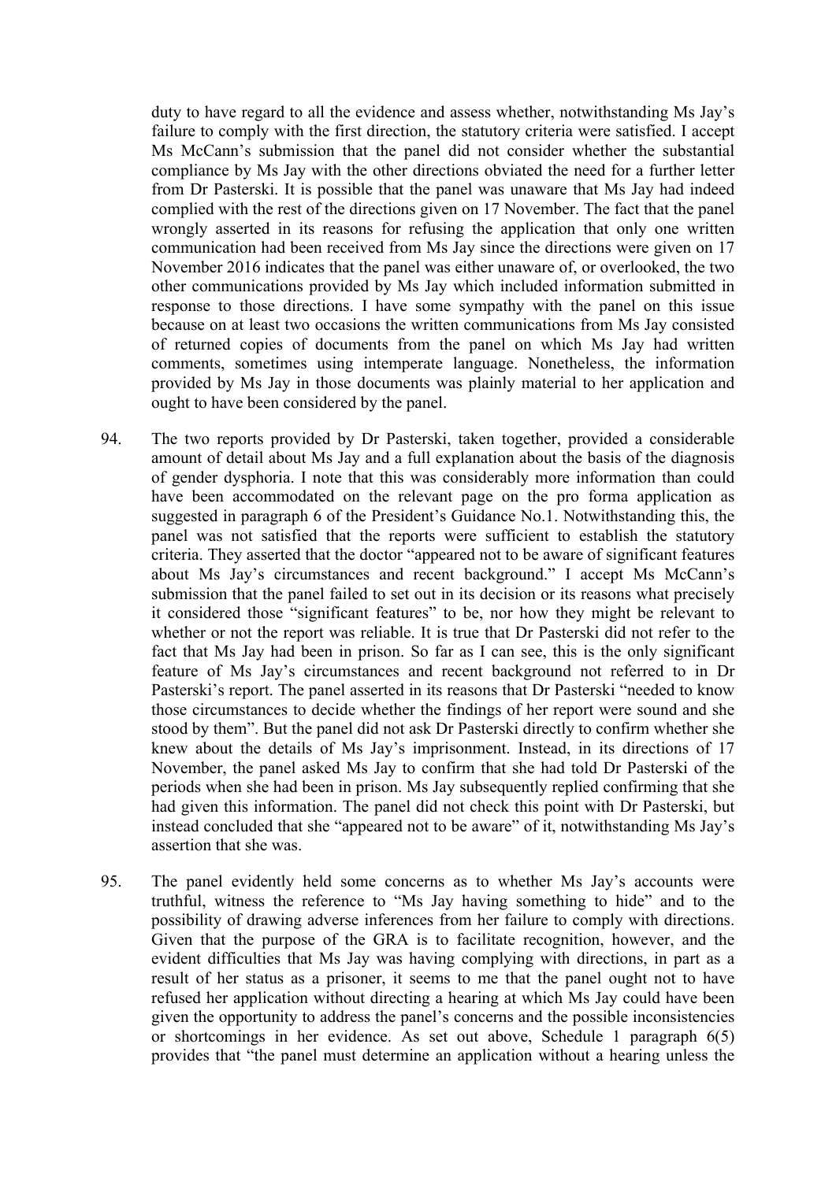duty to have regard to all the evidence and assess whether, notwithstanding Ms Jay's failure to comply with the first direction, the statutory criteria were satisfied. I accept Ms McCann's submission that the panel did not consider whether the substantial compliance by Ms Jay with the other directions obviated the need for a further letter from Dr Pasterski. It is possible that the panel was unaware that Ms Jay had indeed complied with the rest of the directions given on 17 November. The fact that the panel wrongly asserted in its reasons for refusing the application that only one written communication had been received from Ms Jay since the directions were given on 17 November 2016 indicates that the panel was either unaware of, or overlooked, the two other communications provided by Ms Jay which included information submitted in response to those directions. I have some sympathy with the panel on this issue because on at least two occasions the written communications from Ms Jay consisted of returned copies of documents from the panel on which Ms Jay had written comments, sometimes using intemperate language. Nonetheless, the information provided by Ms Jay in those documents was plainly material to her application and ought to have been considered by the panel.

94. The two reports provided by Dr Pasterski, taken together, provided a considerable amount of detail about Ms Jay and a full explanation about the basis of the diagnosis of gender dysphoria. I note that this was considerably more information than could have been accommodated on the relevant page on the pro forma application as suggested in paragraph 6 of the President's Guidance No.1. Notwithstanding this, the panel was not satisfied that the reports were sufficient to establish the statutory criteria. They asserted that the doctor "appeared not to be aware of significant features about Ms Jay's circumstances and recent background." I accept Ms McCann's submission that the panel failed to set out in its decision or its reasons what precisely it considered those "significant features" to be, nor how they might be relevant to whether or not the report was reliable. It is true that Dr Pasterski did not refer to the fact that Ms Jay had been in prison. So far as I can see, this is the only significant feature of Ms Jay's circumstances and recent background not referred to in Dr Pasterski's report. The panel asserted in its reasons that Dr Pasterski "needed to know those circumstances to decide whether the findings of her report were sound and she stood by them". But the panel did not ask Dr Pasterski directly to confirm whether she knew about the details of Ms Jay's imprisonment. Instead, in its directions of 17 November, the panel asked Ms Jay to confirm that she had told Dr Pasterski of the periods when she had been in prison. Ms Jay subsequently replied confirming that she had given this information. The panel did not check this point with Dr Pasterski, but instead concluded that she "appeared not to be aware" of it, notwithstanding Ms Jay's assertion that she was.

95. The panel evidently held some concerns as to whether Ms Jay's accounts were truthful, witness the reference to "Ms Jay having something to hide" and to the possibility of drawing adverse inferences from her failure to comply with directions. Given that the purpose of the GRA is to facilitate recognition, however, and the evident difficulties that Ms Jay was having complying with directions, in part as a result of her status as a prisoner, it seems to me that the panel ought not to have refused her application without directing a hearing at which Ms Jay could have been given the opportunity to address the panel's concerns and the possible inconsistencies or shortcomings in her evidence. As set out above, Schedule 1 paragraph 6(5) provides that "the panel must determine an application without a hearing unless the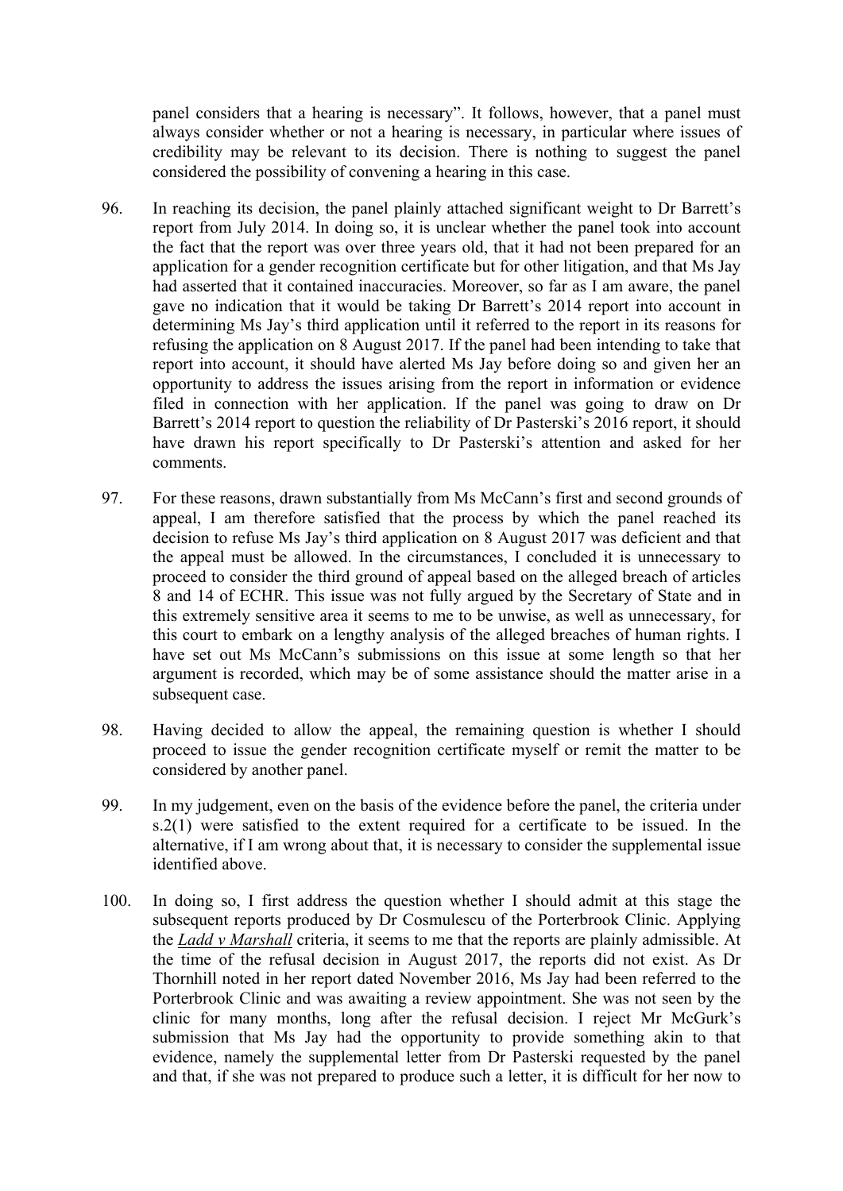panel considers that a hearing is necessary". It follows, however, that a panel must always consider whether or not a hearing is necessary, in particular where issues of credibility may be relevant to its decision. There is nothing to suggest the panel considered the possibility of convening a hearing in this case.

96. In reaching its decision, the panel plainly attached significant weight to Dr Barrett's report from July 2014. In doing so, it is unclear whether the panel took into account the fact that the report was over three years old, that it had not been prepared for an application for a gender recognition certificate but for other litigation, and that Ms Jay had asserted that it contained inaccuracies. Moreover, so far as I am aware, the panel gave no indication that it would be taking Dr Barrett's 2014 report into account in determining Ms Jay's third application until it referred to the report in its reasons for refusing the application on 8 August 2017. If the panel had been intending to take that report into account, it should have alerted Ms Jay before doing so and given her an opportunity to address the issues arising from the report in information or evidence filed in connection with her application. If the panel was going to draw on Dr Barrett's 2014 report to question the reliability of Dr Pasterski's 2016 report, it should have drawn his report specifically to Dr Pasterski's attention and asked for her comments.

97. For these reasons, drawn substantially from Ms McCann's first and second grounds of appeal, I am therefore satisfied that the process by which the panel reached its decision to refuse Ms Jay's third application on 8 August 2017 was deficient and that the appeal must be allowed. In the circumstances, I concluded it is unnecessary to proceed to consider the third ground of appeal based on the alleged breach of articles 8 and 14 of ECHR. This issue was not fully argued by the Secretary of State and in this extremely sensitive area it seems to me to be unwise, as well as unnecessary, for this court to embark on a lengthy analysis of the alleged breaches of human rights. I have set out Ms McCann's submissions on this issue at some length so that her argument is recorded, which may be of some assistance should the matter arise in a subsequent case.

98. Having decided to allow the appeal, the remaining question is whether I should proceed to issue the gender recognition certificate myself or remit the matter to be considered by another panel.

99. In my judgement, even on the basis of the evidence before the panel, the criteria under s.2(1) were satisfied to the extent required for a certificate to be issued. In the alternative, if I am wrong about that, it is necessary to consider the supplemental issue identified above.

100. In doing so, I first address the question whether I should admit at this stage the subsequent reports produced by Dr Cosmulescu of the Porterbrook Clinic. Applying the *Ladd v Marshall* criteria, it seems to me that the reports are plainly admissible. At the time of the refusal decision in August 2017, the reports did not exist. As Dr Thornhill noted in her report dated November 2016, Ms Jay had been referred to the Porterbrook Clinic and was awaiting a review appointment. She was not seen by the clinic for many months, long after the refusal decision. I reject Mr McGurk's submission that Ms Jay had the opportunity to provide something akin to that evidence, namely the supplemental letter from Dr Pasterski requested by the panel and that, if she was not prepared to produce such a letter, it is difficult for her now to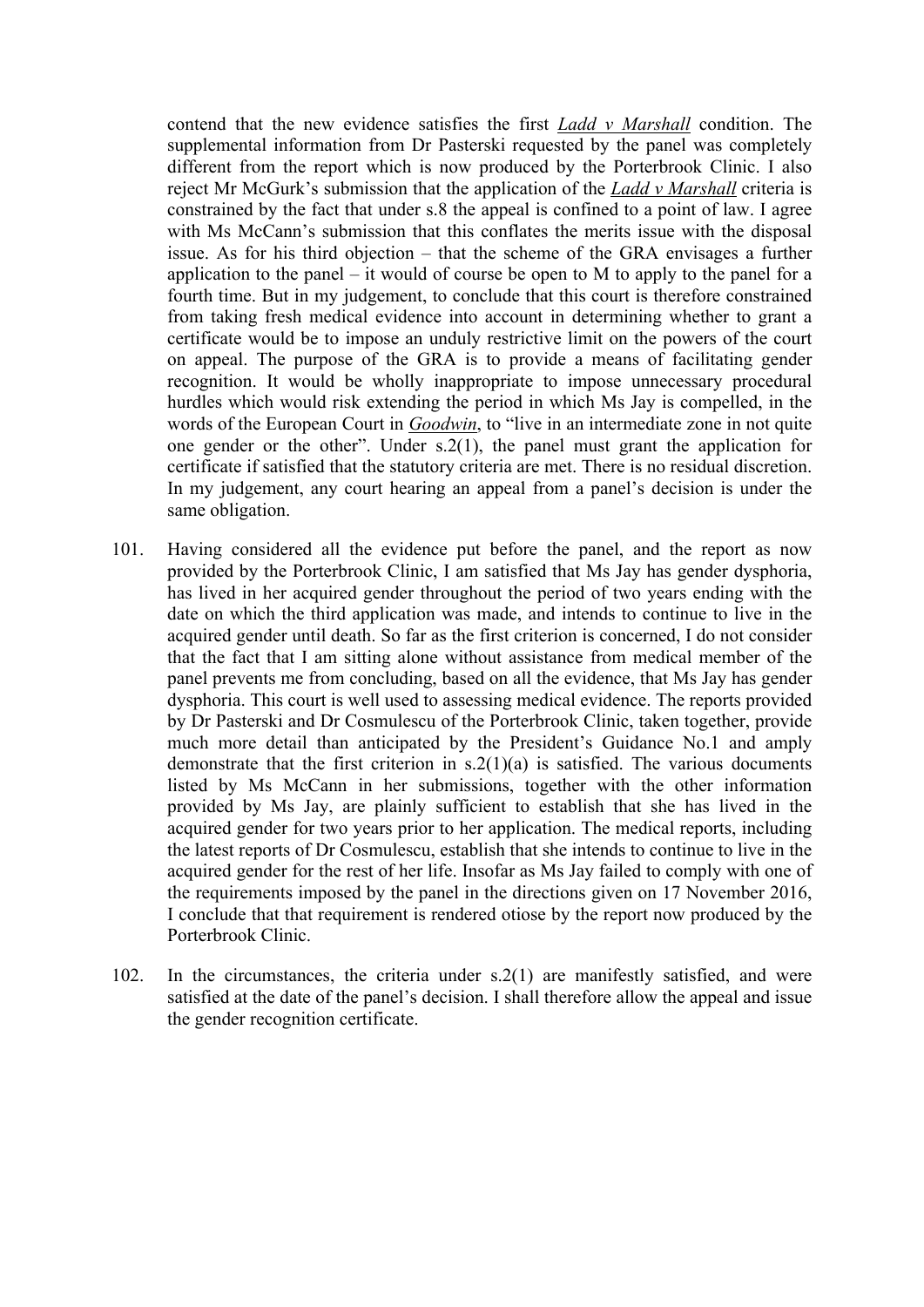contend that the new evidence satisfies the first *Ladd v Marshall* condition. The supplemental information from Dr Pasterski requested by the panel was completely different from the report which is now produced by the Porterbrook Clinic. I also reject Mr McGurk's submission that the application of the *Ladd v Marshall* criteria is constrained by the fact that under s.8 the appeal is confined to a point of law. I agree with Ms McCann's submission that this conflates the merits issue with the disposal issue. As for his third objection – that the scheme of the GRA envisages a further application to the panel – it would of course be open to M to apply to the panel for a fourth time. But in my judgement, to conclude that this court is therefore constrained from taking fresh medical evidence into account in determining whether to grant a certificate would be to impose an unduly restrictive limit on the powers of the court on appeal. The purpose of the GRA is to provide a means of facilitating gender recognition. It would be wholly inappropriate to impose unnecessary procedural hurdles which would risk extending the period in which Ms Jay is compelled, in the words of the European Court in *Goodwin*, to "live in an intermediate zone in not quite one gender or the other". Under s.2(1), the panel must grant the application for certificate if satisfied that the statutory criteria are met. There is no residual discretion. In my judgement, any court hearing an appeal from a panel's decision is under the same obligation.

101. Having considered all the evidence put before the panel, and the report as now provided by the Porterbrook Clinic, I am satisfied that Ms Jay has gender dysphoria, has lived in her acquired gender throughout the period of two years ending with the date on which the third application was made, and intends to continue to live in the acquired gender until death. So far as the first criterion is concerned, I do not consider that the fact that I am sitting alone without assistance from medical member of the panel prevents me from concluding, based on all the evidence, that Ms Jay has gender dysphoria. This court is well used to assessing medical evidence. The reports provided by Dr Pasterski and Dr Cosmulescu of the Porterbrook Clinic, taken together, provide much more detail than anticipated by the President's Guidance No.1 and amply demonstrate that the first criterion in s.2(1)(a) is satisfied. The various documents listed by Ms McCann in her submissions, together with the other information provided by Ms Jay, are plainly sufficient to establish that she has lived in the acquired gender for two years prior to her application. The medical reports, including the latest reports of Dr Cosmulescu, establish that she intends to continue to live in the acquired gender for the rest of her life. Insofar as Ms Jay failed to comply with one of the requirements imposed by the panel in the directions given on 17 November 2016, I conclude that that requirement is rendered otiose by the report now produced by the Porterbrook Clinic.

102. In the circumstances, the criteria under s.2(1) are manifestly satisfied, and were satisfied at the date of the panel's decision. I shall therefore allow the appeal and issue the gender recognition certificate.